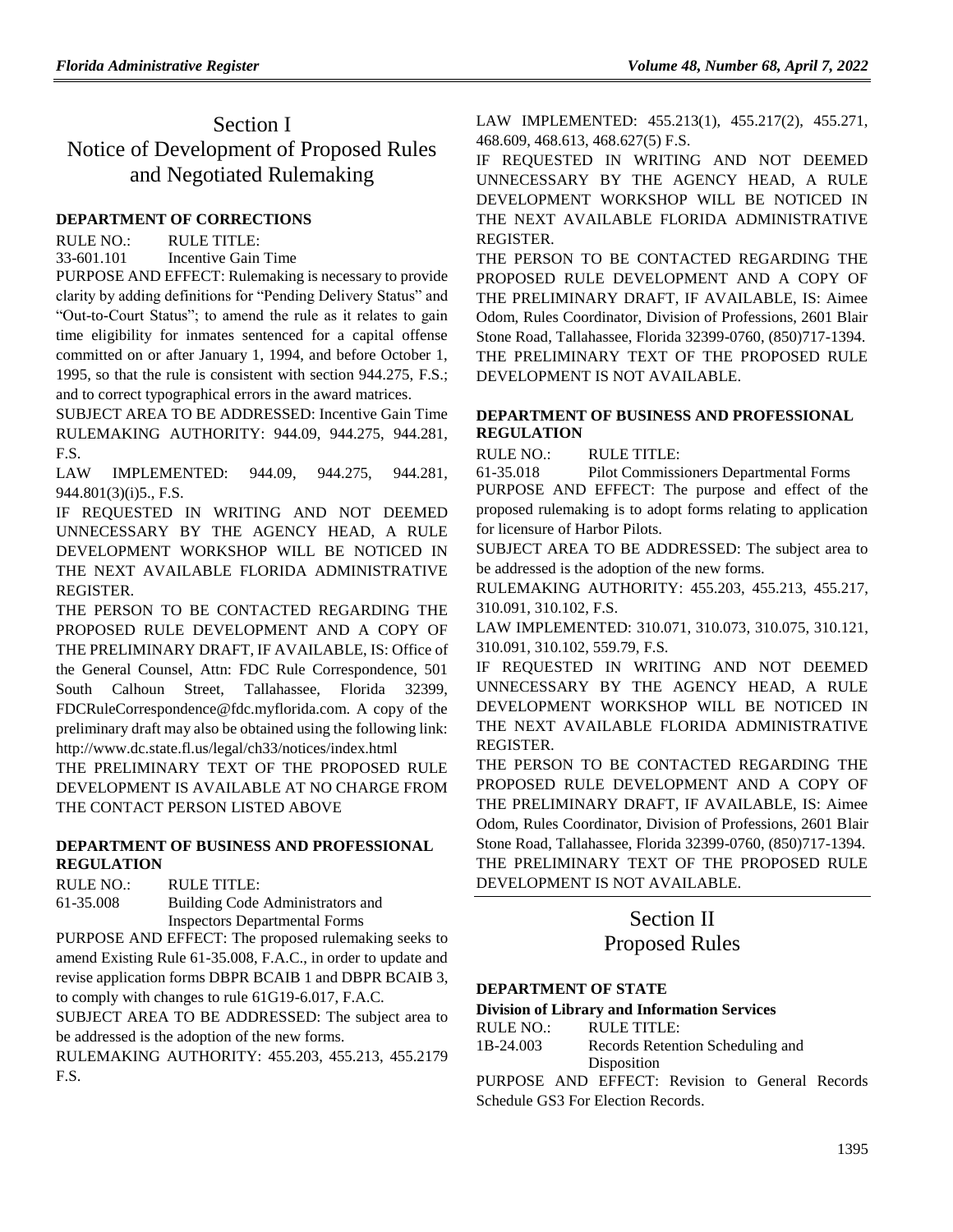# Section I
# Notice of Development of Proposed Rules and Negotiated Rulemaking

### DEPARTMENT OF CORRECTIONS

RULE NO.: RULE TITLE:

33-601.101 Incentive Gain Time

PURPOSE AND EFFECT: Rulemaking is necessary to provide clarity by adding definitions for "Pending Delivery Status" and "Out-to-Court Status"; to amend the rule as it relates to gain time eligibility for inmates sentenced for a capital offense committed on or after January 1, 1994, and before October 1, 1995, so that the rule is consistent with section 944.275, F.S.; and to correct typographical errors in the award matrices.

SUBJECT AREA TO BE ADDRESSED: Incentive Gain Time

RULEMAKING AUTHORITY: 944.09, 944.275, 944.281, F.S.

LAW IMPLEMENTED: 944.09, 944.275, 944.281, 944.801(3)(i)5., F.S.

IF REQUESTED IN WRITING AND NOT DEEMED UNNECESSARY BY THE AGENCY HEAD, A RULE DEVELOPMENT WORKSHOP WILL BE NOTICED IN THE NEXT AVAILABLE FLORIDA ADMINISTRATIVE REGISTER.

THE PERSON TO BE CONTACTED REGARDING THE PROPOSED RULE DEVELOPMENT AND A COPY OF THE PRELIMINARY DRAFT, IF AVAILABLE, IS: Office of the General Counsel, Attn: FDC Rule Correspondence, 501 South Calhoun Street, Tallahassee, Florida 32399, FDCRuleCorrespondence@fdc.myflorida.com. A copy of the preliminary draft may also be obtained using the following link: http://www.dc.state.fl.us/legal/ch33/notices/index.html

THE PRELIMINARY TEXT OF THE PROPOSED RULE DEVELOPMENT IS AVAILABLE AT NO CHARGE FROM THE CONTACT PERSON LISTED ABOVE

### DEPARTMENT OF BUSINESS AND PROFESSIONAL REGULATION

RULE NO.: RULE TITLE:

61-35.008 Building Code Administrators and Inspectors Departmental Forms

PURPOSE AND EFFECT: The proposed rulemaking seeks to amend Existing Rule 61-35.008, F.A.C., in order to update and revise application forms DBPR BCAIB 1 and DBPR BCAIB 3, to comply with changes to rule 61G19-6.017, F.A.C.

SUBJECT AREA TO BE ADDRESSED: The subject area to be addressed is the adoption of the new forms.

RULEMAKING AUTHORITY: 455.203, 455.213, 455.2179 F.S.

LAW IMPLEMENTED: 455.213(1), 455.217(2), 455.271, 468.609, 468.613, 468.627(5) F.S.

IF REQUESTED IN WRITING AND NOT DEEMED UNNECESSARY BY THE AGENCY HEAD, A RULE DEVELOPMENT WORKSHOP WILL BE NOTICED IN THE NEXT AVAILABLE FLORIDA ADMINISTRATIVE REGISTER.

THE PERSON TO BE CONTACTED REGARDING THE PROPOSED RULE DEVELOPMENT AND A COPY OF THE PRELIMINARY DRAFT, IF AVAILABLE, IS: Aimee Odom, Rules Coordinator, Division of Professions, 2601 Blair Stone Road, Tallahassee, Florida 32399-0760, (850)717-1394.

THE PRELIMINARY TEXT OF THE PROPOSED RULE DEVELOPMENT IS NOT AVAILABLE.

### DEPARTMENT OF BUSINESS AND PROFESSIONAL REGULATION

RULE NO.: RULE TITLE:

61-35.018 Pilot Commissioners Departmental Forms

PURPOSE AND EFFECT: The purpose and effect of the proposed rulemaking is to adopt forms relating to application for licensure of Harbor Pilots.

SUBJECT AREA TO BE ADDRESSED: The subject area to be addressed is the adoption of the new forms.

RULEMAKING AUTHORITY: 455.203, 455.213, 455.217, 310.091, 310.102, F.S.

LAW IMPLEMENTED: 310.071, 310.073, 310.075, 310.121, 310.091, 310.102, 559.79, F.S.

IF REQUESTED IN WRITING AND NOT DEEMED UNNECESSARY BY THE AGENCY HEAD, A RULE DEVELOPMENT WORKSHOP WILL BE NOTICED IN THE NEXT AVAILABLE FLORIDA ADMINISTRATIVE REGISTER.

THE PERSON TO BE CONTACTED REGARDING THE PROPOSED RULE DEVELOPMENT AND A COPY OF THE PRELIMINARY DRAFT, IF AVAILABLE, IS: Aimee Odom, Rules Coordinator, Division of Professions, 2601 Blair Stone Road, Tallahassee, Florida 32399-0760, (850)717-1394.

THE PRELIMINARY TEXT OF THE PROPOSED RULE DEVELOPMENT IS NOT AVAILABLE.

# Section II
# Proposed Rules

### DEPARTMENT OF STATE

**Division of Library and Information Services**

RULE NO.: RULE TITLE:

1B-24.003 Records Retention Scheduling and Disposition

PURPOSE AND EFFECT: Revision to General Records Schedule GS3 For Election Records.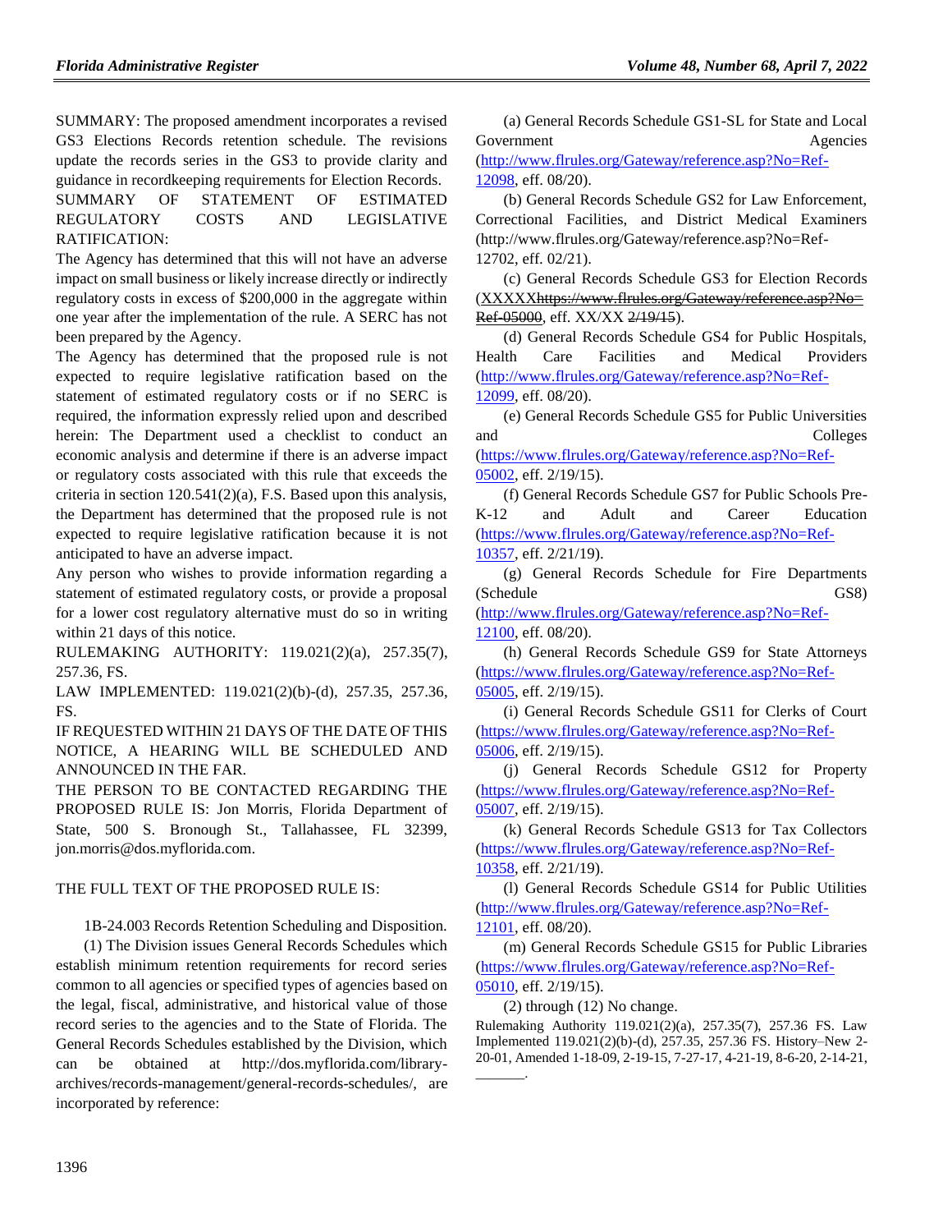SUMMARY: The proposed amendment incorporates a revised GS3 Elections Records retention schedule. The revisions update the records series in the GS3 to provide clarity and guidance in recordkeeping requirements for Election Records.

SUMMARY OF STATEMENT OF ESTIMATED REGULATORY COSTS AND LEGISLATIVE RATIFICATION:

The Agency has determined that this will not have an adverse impact on small business or likely increase directly or indirectly regulatory costs in excess of $200,000 in the aggregate within one year after the implementation of the rule. A SERC has not been prepared by the Agency.

The Agency has determined that the proposed rule is not expected to require legislative ratification based on the statement of estimated regulatory costs or if no SERC is required, the information expressly relied upon and described herein: The Department used a checklist to conduct an economic analysis and determine if there is an adverse impact or regulatory costs associated with this rule that exceeds the criteria in section 120.541(2)(a), F.S. Based upon this analysis, the Department has determined that the proposed rule is not expected to require legislative ratification because it is not anticipated to have an adverse impact.

Any person who wishes to provide information regarding a statement of estimated regulatory costs, or provide a proposal for a lower cost regulatory alternative must do so in writing within 21 days of this notice.

RULEMAKING AUTHORITY: 119.021(2)(a), 257.35(7), 257.36, FS.

LAW IMPLEMENTED: 119.021(2)(b)-(d), 257.35, 257.36, FS.

IF REQUESTED WITHIN 21 DAYS OF THE DATE OF THIS NOTICE, A HEARING WILL BE SCHEDULED AND ANNOUNCED IN THE FAR.

THE PERSON TO BE CONTACTED REGARDING THE PROPOSED RULE IS: Jon Morris, Florida Department of State, 500 S. Bronough St., Tallahassee, FL 32399, jon.morris@dos.myflorida.com.

THE FULL TEXT OF THE PROPOSED RULE IS:

1B-24.003 Records Retention Scheduling and Disposition.

(1) The Division issues General Records Schedules which establish minimum retention requirements for record series common to all agencies or specified types of agencies based on the legal, fiscal, administrative, and historical value of those record series to the agencies and to the State of Florida. The General Records Schedules established by the Division, which can be obtained at http://dos.myflorida.com/library-archives/records-management/general-records-schedules/, are incorporated by reference:

(a) General Records Schedule GS1-SL for State and Local Government Agencies (http://www.flrules.org/Gateway/reference.asp?No=Ref-12098, eff. 08/20).

(b) General Records Schedule GS2 for Law Enforcement, Correctional Facilities, and District Medical Examiners (http://www.flrules.org/Gateway/reference.asp?No=Ref-12702, eff. 02/21).

(c) General Records Schedule GS3 for Election Records (XXXXX~~https://www.flrules.org/Gateway/reference.asp?No=Ref-05000~~, eff. XX/XX ~~2/19/15~~).

(d) General Records Schedule GS4 for Public Hospitals, Health Care Facilities and Medical Providers (http://www.flrules.org/Gateway/reference.asp?No=Ref-12099, eff. 08/20).

(e) General Records Schedule GS5 for Public Universities and Colleges (https://www.flrules.org/Gateway/reference.asp?No=Ref-05002, eff. 2/19/15).

(f) General Records Schedule GS7 for Public Schools Pre-K-12 and Adult and Career Education (https://www.flrules.org/Gateway/reference.asp?No=Ref-10357, eff. 2/21/19).

(g) General Records Schedule for Fire Departments (Schedule GS8) (http://www.flrules.org/Gateway/reference.asp?No=Ref-12100, eff. 08/20).

(h) General Records Schedule GS9 for State Attorneys (https://www.flrules.org/Gateway/reference.asp?No=Ref-05005, eff. 2/19/15).

(i) General Records Schedule GS11 for Clerks of Court (https://www.flrules.org/Gateway/reference.asp?No=Ref-05006, eff. 2/19/15).

(j) General Records Schedule GS12 for Property (https://www.flrules.org/Gateway/reference.asp?No=Ref-05007, eff. 2/19/15).

(k) General Records Schedule GS13 for Tax Collectors (https://www.flrules.org/Gateway/reference.asp?No=Ref-10358, eff. 2/21/19).

(l) General Records Schedule GS14 for Public Utilities (http://www.flrules.org/Gateway/reference.asp?No=Ref-12101, eff. 08/20).

(m) General Records Schedule GS15 for Public Libraries (https://www.flrules.org/Gateway/reference.asp?No=Ref-05010, eff. 2/19/15).

(2) through (12) No change.

Rulemaking Authority 119.021(2)(a), 257.35(7), 257.36 FS. Law Implemented 119.021(2)(b)-(d), 257.35, 257.36 FS. History–New 2-20-01, Amended 1-18-09, 2-19-15, 7-27-17, 4-21-19, 8-6-20, 2-14-21, ________.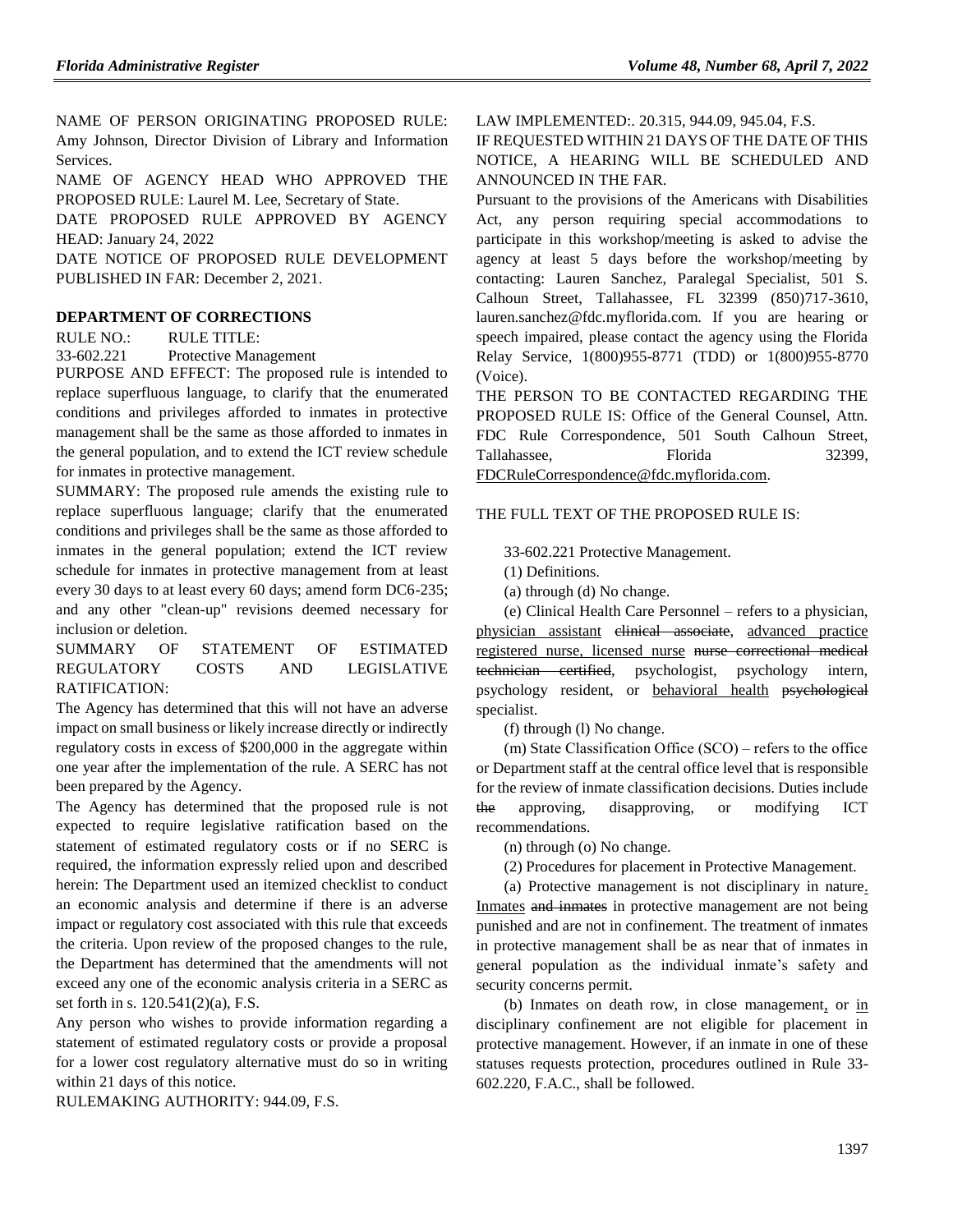NAME OF PERSON ORIGINATING PROPOSED RULE: Amy Johnson, Director Division of Library and Information Services.

NAME OF AGENCY HEAD WHO APPROVED THE PROPOSED RULE: Laurel M. Lee, Secretary of State.

DATE PROPOSED RULE APPROVED BY AGENCY HEAD: January 24, 2022

DATE NOTICE OF PROPOSED RULE DEVELOPMENT PUBLISHED IN FAR: December 2, 2021.

## DEPARTMENT OF CORRECTIONS

RULE NO.: RULE TITLE:

33-602.221 Protective Management

PURPOSE AND EFFECT: The proposed rule is intended to replace superfluous language, to clarify that the enumerated conditions and privileges afforded to inmates in protective management shall be the same as those afforded to inmates in the general population, and to extend the ICT review schedule for inmates in protective management.

SUMMARY: The proposed rule amends the existing rule to replace superfluous language; clarify that the enumerated conditions and privileges shall be the same as those afforded to inmates in the general population; extend the ICT review schedule for inmates in protective management from at least every 30 days to at least every 60 days; amend form DC6-235; and any other "clean-up" revisions deemed necessary for inclusion or deletion.

SUMMARY OF STATEMENT OF ESTIMATED REGULATORY COSTS AND LEGISLATIVE RATIFICATION:

The Agency has determined that this will not have an adverse impact on small business or likely increase directly or indirectly regulatory costs in excess of $200,000 in the aggregate within one year after the implementation of the rule. A SERC has not been prepared by the Agency.

The Agency has determined that the proposed rule is not expected to require legislative ratification based on the statement of estimated regulatory costs or if no SERC is required, the information expressly relied upon and described herein: The Department used an itemized checklist to conduct an economic analysis and determine if there is an adverse impact or regulatory cost associated with this rule that exceeds the criteria. Upon review of the proposed changes to the rule, the Department has determined that the amendments will not exceed any one of the economic analysis criteria in a SERC as set forth in s. 120.541(2)(a), F.S.

Any person who wishes to provide information regarding a statement of estimated regulatory costs or provide a proposal for a lower cost regulatory alternative must do so in writing within 21 days of this notice.

RULEMAKING AUTHORITY: 944.09, F.S.

LAW IMPLEMENTED:. 20.315, 944.09, 945.04, F.S.

IF REQUESTED WITHIN 21 DAYS OF THE DATE OF THIS NOTICE, A HEARING WILL BE SCHEDULED AND ANNOUNCED IN THE FAR.

Pursuant to the provisions of the Americans with Disabilities Act, any person requiring special accommodations to participate in this workshop/meeting is asked to advise the agency at least 5 days before the workshop/meeting by contacting: Lauren Sanchez, Paralegal Specialist, 501 S. Calhoun Street, Tallahassee, FL 32399 (850)717-3610, lauren.sanchez@fdc.myflorida.com. If you are hearing or speech impaired, please contact the agency using the Florida Relay Service, 1(800)955-8771 (TDD) or 1(800)955-8770 (Voice).

THE PERSON TO BE CONTACTED REGARDING THE PROPOSED RULE IS: Office of the General Counsel, Attn. FDC Rule Correspondence, 501 South Calhoun Street, Tallahassee, Florida 32399, FDCRuleCorrespondence@fdc.myflorida.com.

THE FULL TEXT OF THE PROPOSED RULE IS:

33-602.221 Protective Management.

(1) Definitions.

(a) through (d) No change.

(e) Clinical Health Care Personnel – refers to a physician, <u>physician assistant</u> ~~clinical associate~~, <u>advanced practice registered nurse, licensed nurse</u> ~~nurse correctional medical technician certified~~, psychologist, psychology intern, psychology resident, or <u>behavioral health</u> ~~psychological~~ specialist.

(f) through (l) No change.

(m) State Classification Office (SCO) – refers to the office or Department staff at the central office level that is responsible for the review of inmate classification decisions. Duties include ~~the~~ approving, disapproving, or modifying ICT recommendations.

(n) through (o) No change.

(2) Procedures for placement in Protective Management.

(a) Protective management is not disciplinary in nature<u>. Inmates</u> ~~and inmates~~ in protective management are not being punished and are not in confinement. The treatment of inmates in protective management shall be as near that of inmates in general population as the individual inmate's safety and security concerns permit.

(b) Inmates on death row, in close management<u>,</u> or <u>in</u> disciplinary confinement are not eligible for placement in protective management. However, if an inmate in one of these statuses requests protection, procedures outlined in Rule 33-602.220, F.A.C., shall be followed.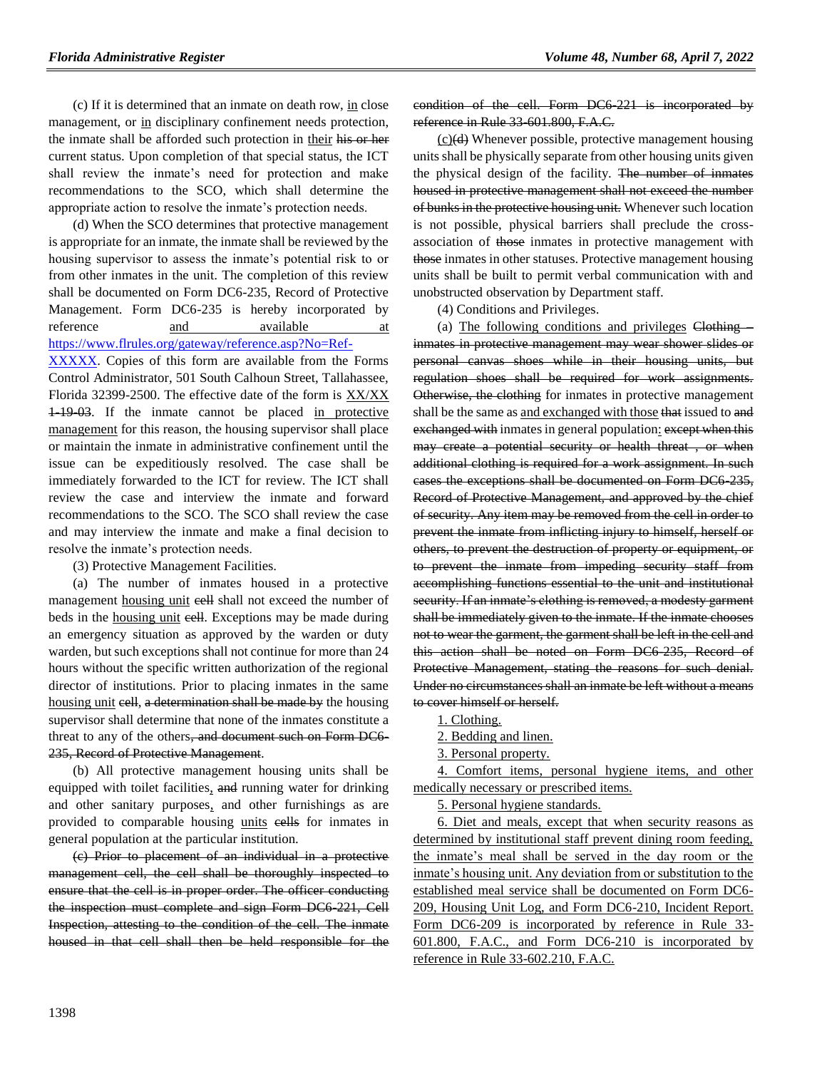(c) If it is determined that an inmate on death row, <u>in</u> close management, or <u>in</u> disciplinary confinement needs protection, the inmate shall be afforded such protection in <u>their</u> ~~his or her~~ current status. Upon completion of that special status, the ICT shall review the inmate's need for protection and make recommendations to the SCO, which shall determine the appropriate action to resolve the inmate's protection needs.

(d) When the SCO determines that protective management is appropriate for an inmate, the inmate shall be reviewed by the housing supervisor to assess the inmate's potential risk to or from other inmates in the unit. The completion of this review shall be documented on Form DC6-235, Record of Protective Management. Form DC6-235 is hereby incorporated by reference <u>and available at https://www.flrules.org/gateway/reference.asp?No=Ref-XXXXX</u>. Copies of this form are available from the Forms Control Administrator, 501 South Calhoun Street, Tallahassee, Florida 32399-2500. The effective date of the form is <u>XX/XX</u> ~~1-19-03~~. If the inmate cannot be placed <u>in protective management</u> for this reason, the housing supervisor shall place or maintain the inmate in administrative confinement until the issue can be expeditiously resolved. The case shall be immediately forwarded to the ICT for review. The ICT shall review the case and interview the inmate and forward recommendations to the SCO. The SCO shall review the case and may interview the inmate and make a final decision to resolve the inmate's protection needs.

(3) Protective Management Facilities.

(a) The number of inmates housed in a protective management <u>housing unit</u> ~~cell~~ shall not exceed the number of beds in the <u>housing unit</u> ~~cell~~. Exceptions may be made during an emergency situation as approved by the warden or duty warden, but such exceptions shall not continue for more than 24 hours without the specific written authorization of the regional director of institutions. Prior to placing inmates in the same <u>housing unit</u> ~~cell~~, ~~a determination shall be made by~~ the housing supervisor shall determine that none of the inmates constitute a threat to any of the others~~, and document such on Form DC6-235, Record of Protective Management~~.

(b) All protective management housing units shall be equipped with toilet facilities<u>,</u> ~~and~~ running water for drinking and other sanitary purposes<u>,</u> and other furnishings as are provided to comparable housing <u>units</u> ~~cells~~ for inmates in general population at the particular institution.

~~(c) Prior to placement of an individual in a protective management cell, the cell shall be thoroughly inspected to ensure that the cell is in proper order. The officer conducting the inspection must complete and sign Form DC6-221, Cell Inspection, attesting to the condition of the cell. The inmate housed in that cell shall then be held responsible for the condition of the cell. Form DC6-221 is incorporated by reference in Rule 33-601.800, F.A.C.~~

<u>(c)</u>~~(d)~~ Whenever possible, protective management housing units shall be physically separate from other housing units given the physical design of the facility. ~~The number of inmates housed in protective management shall not exceed the number of bunks in the protective housing unit.~~ Whenever such location is not possible, physical barriers shall preclude the cross-association of ~~those~~ inmates in protective management with ~~those~~ inmates in other statuses. Protective management housing units shall be built to permit verbal communication with and unobstructed observation by Department staff.

(4) Conditions and Privileges.

(a) <u>The following conditions and privileges</u> ~~Clothing – inmates in protective management may wear shower slides or personal canvas shoes while in their housing units, but regulation shoes shall be required for work assignments. Otherwise, the clothing~~ for inmates in protective management shall be the same as <u>and exchanged with those</u> ~~that~~ issued to ~~and exchanged with~~ inmates in general population<u>:</u> ~~except when this may create a potential security or health threat , or when additional clothing is required for a work assignment. In such cases the exceptions shall be documented on Form DC6-235, Record of Protective Management, and approved by the chief of security. Any item may be removed from the cell in order to prevent the inmate from inflicting injury to himself, herself or others, to prevent the destruction of property or equipment, or to prevent the inmate from impeding security staff from accomplishing functions essential to the unit and institutional security. If an inmate's clothing is removed, a modesty garment shall be immediately given to the inmate. If the inmate chooses not to wear the garment, the garment shall be left in the cell and this action shall be noted on Form DC6-235, Record of Protective Management, stating the reasons for such denial. Under no circumstances shall an inmate be left without a means to cover himself or herself.~~

<u>1. Clothing.</u>

<u>2. Bedding and linen.</u>

<u>3. Personal property.</u>

<u>4. Comfort items, personal hygiene items, and other medically necessary or prescribed items.</u>

<u>5. Personal hygiene standards.</u>

<u>6. Diet and meals, except that when security reasons as determined by institutional staff prevent dining room feeding, the inmate's meal shall be served in the day room or the inmate's housing unit. Any deviation from or substitution to the established meal service shall be documented on Form DC6-209, Housing Unit Log, and Form DC6-210, Incident Report. Form DC6-209 is incorporated by reference in Rule 33-601.800, F.A.C., and Form DC6-210 is incorporated by reference in Rule 33-602.210, F.A.C.</u>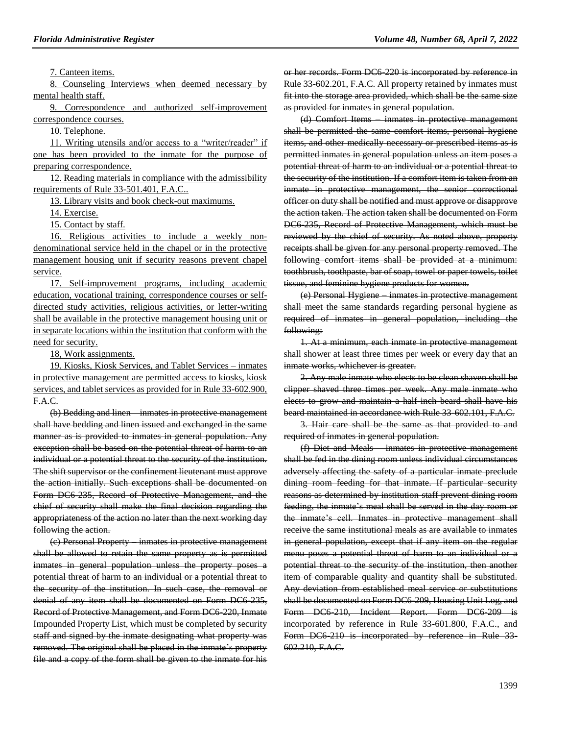7. Canteen items.

8. Counseling Interviews when deemed necessary by mental health staff.

9. Correspondence and authorized self-improvement correspondence courses.

10. Telephone.

11. Writing utensils and/or access to a "writer/reader" if one has been provided to the inmate for the purpose of preparing correspondence.

12. Reading materials in compliance with the admissibility requirements of Rule 33-501.401, F.A.C..

13. Library visits and book check-out maximums.

14. Exercise.

15. Contact by staff.

16. Religious activities to include a weekly non-denominational service held in the chapel or in the protective management housing unit if security reasons prevent chapel service.

17. Self-improvement programs, including academic education, vocational training, correspondence courses or self-directed study activities, religious activities, or letter-writing shall be available in the protective management housing unit or in separate locations within the institution that conform with the need for security.

18, Work assignments.

19. Kiosks, Kiosk Services, and Tablet Services – inmates in protective management are permitted access to kiosks, kiosk services, and tablet services as provided for in Rule 33-602.900, F.A.C.

~~(b) Bedding and linen – inmates in protective management shall have bedding and linen issued and exchanged in the same manner as is provided to inmates in general population. Any exception shall be based on the potential threat of harm to an individual or a potential threat to the security of the institution. The shift supervisor or the confinement lieutenant must approve the action initially. Such exceptions shall be documented on Form DC6-235, Record of Protective Management, and the chief of security shall make the final decision regarding the appropriateness of the action no later than the next working day following the action.~~

~~(c) Personal Property – inmates in protective management shall be allowed to retain the same property as is permitted inmates in general population unless the property poses a potential threat of harm to an individual or a potential threat to the security of the institution. In such case, the removal or denial of any item shall be documented on Form DC6-235, Record of Protective Management, and Form DC6-220, Inmate Impounded Property List, which must be completed by security staff and signed by the inmate designating what property was removed. The original shall be placed in the inmate's property file and a copy of the form shall be given to the inmate for his or her records. Form DC6-220 is incorporated by reference in Rule 33-602.201, F.A.C. All property retained by inmates must fit into the storage area provided, which shall be the same size as provided for inmates in general population.~~

~~(d) Comfort Items – inmates in protective management shall be permitted the same comfort items, personal hygiene items, and other medically necessary or prescribed items as is permitted inmates in general population unless an item poses a potential threat of harm to an individual or a potential threat to the security of the institution. If a comfort item is taken from an inmate in protective management, the senior correctional officer on duty shall be notified and must approve or disapprove the action taken. The action taken shall be documented on Form DC6-235, Record of Protective Management, which must be reviewed by the chief of security. As noted above, property receipts shall be given for any personal property removed. The following comfort items shall be provided at a minimum: toothbrush, toothpaste, bar of soap, towel or paper towels, toilet tissue, and feminine hygiene products for women.~~

~~(e) Personal Hygiene – inmates in protective management shall meet the same standards regarding personal hygiene as required of inmates in general population, including the following:~~

~~1. At a minimum, each inmate in protective management shall shower at least three times per week or every day that an inmate works, whichever is greater.~~

~~2. Any male inmate who elects to be clean shaven shall be clipper shaved three times per week. Any male inmate who elects to grow and maintain a half-inch beard shall have his beard maintained in accordance with Rule 33-602.101, F.A.C.~~

~~3. Hair care shall be the same as that provided to and required of inmates in general population.~~

~~(f) Diet and Meals – inmates in protective management shall be fed in the dining room unless individual circumstances adversely affecting the safety of a particular inmate preclude dining room feeding for that inmate. If particular security reasons as determined by institution staff prevent dining room feeding, the inmate's meal shall be served in the day room or the inmate's cell. Inmates in protective management shall receive the same institutional meals as are available to inmates in general population, except that if any item on the regular menu poses a potential threat of harm to an individual or a potential threat to the security of the institution, then another item of comparable quality and quantity shall be substituted. Any deviation from established meal service or substitutions shall be documented on Form DC6-209, Housing Unit Log, and Form DC6-210, Incident Report. Form DC6-209 is incorporated by reference in Rule 33-601.800, F.A.C., and Form DC6-210 is incorporated by reference in Rule 33-602.210, F.A.C.~~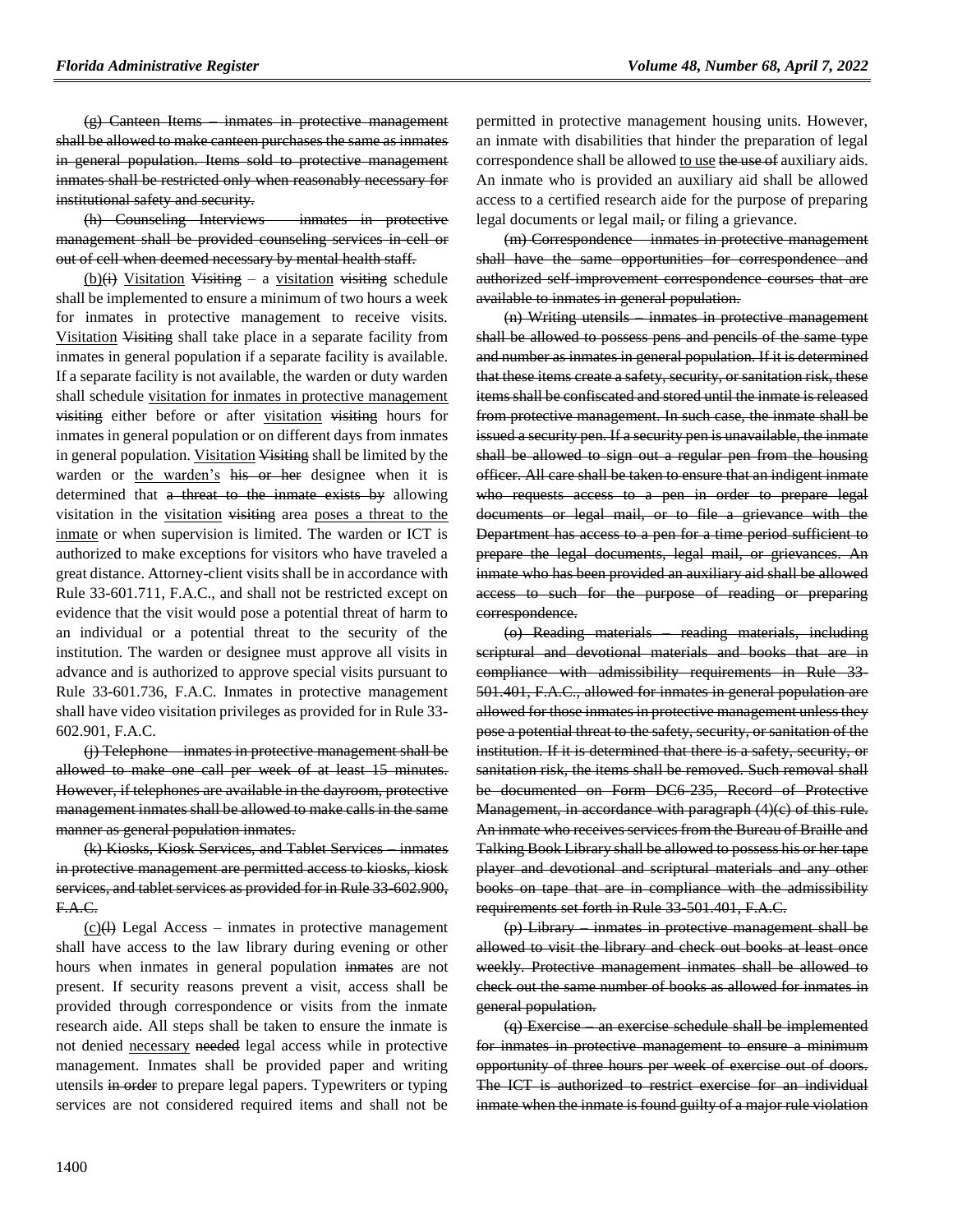~~(g) Canteen Items – inmates in protective management shall be allowed to make canteen purchases the same as inmates in general population. Items sold to protective management inmates shall be restricted only when reasonably necessary for institutional safety and security.~~

~~(h) Counseling Interviews – inmates in protective management shall be provided counseling services in cell or out of cell when deemed necessary by mental health staff.~~

<u>(b)</u>~~(i)~~ <u>Visitation</u> ~~Visiting~~ – a <u>visitation</u> ~~visiting~~ schedule shall be implemented to ensure a minimum of two hours a week for inmates in protective management to receive visits. <u>Visitation</u> ~~Visiting~~ shall take place in a separate facility from inmates in general population if a separate facility is available. If a separate facility is not available, the warden or duty warden shall schedule <u>visitation for inmates in protective management</u> ~~visiting~~ either before or after <u>visitation</u> ~~visiting~~ hours for inmates in general population or on different days from inmates in general population. <u>Visitation</u> ~~Visiting~~ shall be limited by the warden or <u>the warden's</u> ~~his or her~~ designee when it is determined that ~~a threat to the inmate exists by~~ allowing visitation in the <u>visitation</u> ~~visiting~~ area <u>poses a threat to the inmate</u> or when supervision is limited. The warden or ICT is authorized to make exceptions for visitors who have traveled a great distance. Attorney-client visits shall be in accordance with Rule 33-601.711, F.A.C., and shall not be restricted except on evidence that the visit would pose a potential threat of harm to an individual or a potential threat to the security of the institution. The warden or designee must approve all visits in advance and is authorized to approve special visits pursuant to Rule 33-601.736, F.A.C. Inmates in protective management shall have video visitation privileges as provided for in Rule 33-602.901, F.A.C.

~~(j) Telephone – inmates in protective management shall be allowed to make one call per week of at least 15 minutes. However, if telephones are available in the dayroom, protective management inmates shall be allowed to make calls in the same manner as general population inmates.~~

~~(k) Kiosks, Kiosk Services, and Tablet Services – inmates in protective management are permitted access to kiosks, kiosk services, and tablet services as provided for in Rule 33-602.900, F.A.C.~~

<u>(c)</u>~~(l)~~ Legal Access – inmates in protective management shall have access to the law library during evening or other hours when inmates in general population ~~inmates~~ are not present. If security reasons prevent a visit, access shall be provided through correspondence or visits from the inmate research aide. All steps shall be taken to ensure the inmate is not denied <u>necessary</u> ~~needed~~ legal access while in protective management. Inmates shall be provided paper and writing utensils ~~in order~~ to prepare legal papers. Typewriters or typing services are not considered required items and shall not be permitted in protective management housing units. However, an inmate with disabilities that hinder the preparation of legal correspondence shall be allowed <u>to use</u> ~~the use of~~ auxiliary aids. An inmate who is provided an auxiliary aid shall be allowed access to a certified research aide for the purpose of preparing legal documents or legal mail~~,~~ or filing a grievance.

~~(m) Correspondence – inmates in protective management shall have the same opportunities for correspondence and authorized self-improvement correspondence courses that are available to inmates in general population.~~

~~(n) Writing utensils – inmates in protective management shall be allowed to possess pens and pencils of the same type and number as inmates in general population. If it is determined that these items create a safety, security, or sanitation risk, these items shall be confiscated and stored until the inmate is released from protective management. In such case, the inmate shall be issued a security pen. If a security pen is unavailable, the inmate shall be allowed to sign out a regular pen from the housing officer. All care shall be taken to ensure that an indigent inmate who requests access to a pen in order to prepare legal documents or legal mail, or to file a grievance with the Department has access to a pen for a time period sufficient to prepare the legal documents, legal mail, or grievances. An inmate who has been provided an auxiliary aid shall be allowed access to such for the purpose of reading or preparing correspondence.~~

~~(o) Reading materials – reading materials, including scriptural and devotional materials and books that are in compliance with admissibility requirements in Rule 33-501.401, F.A.C., allowed for inmates in general population are allowed for those inmates in protective management unless they pose a potential threat to the safety, security, or sanitation of the institution. If it is determined that there is a safety, security, or sanitation risk, the items shall be removed. Such removal shall be documented on Form DC6-235, Record of Protective Management, in accordance with paragraph (4)(c) of this rule. An inmate who receives services from the Bureau of Braille and Talking Book Library shall be allowed to possess his or her tape player and devotional and scriptural materials and any other books on tape that are in compliance with the admissibility requirements set forth in Rule 33-501.401, F.A.C.~~

~~(p) Library – inmates in protective management shall be allowed to visit the library and check out books at least once weekly. Protective management inmates shall be allowed to check out the same number of books as allowed for inmates in general population.~~

~~(q) Exercise – an exercise schedule shall be implemented for inmates in protective management to ensure a minimum opportunity of three hours per week of exercise out of doors. The ICT is authorized to restrict exercise for an individual inmate when the inmate is found guilty of a major rule violation~~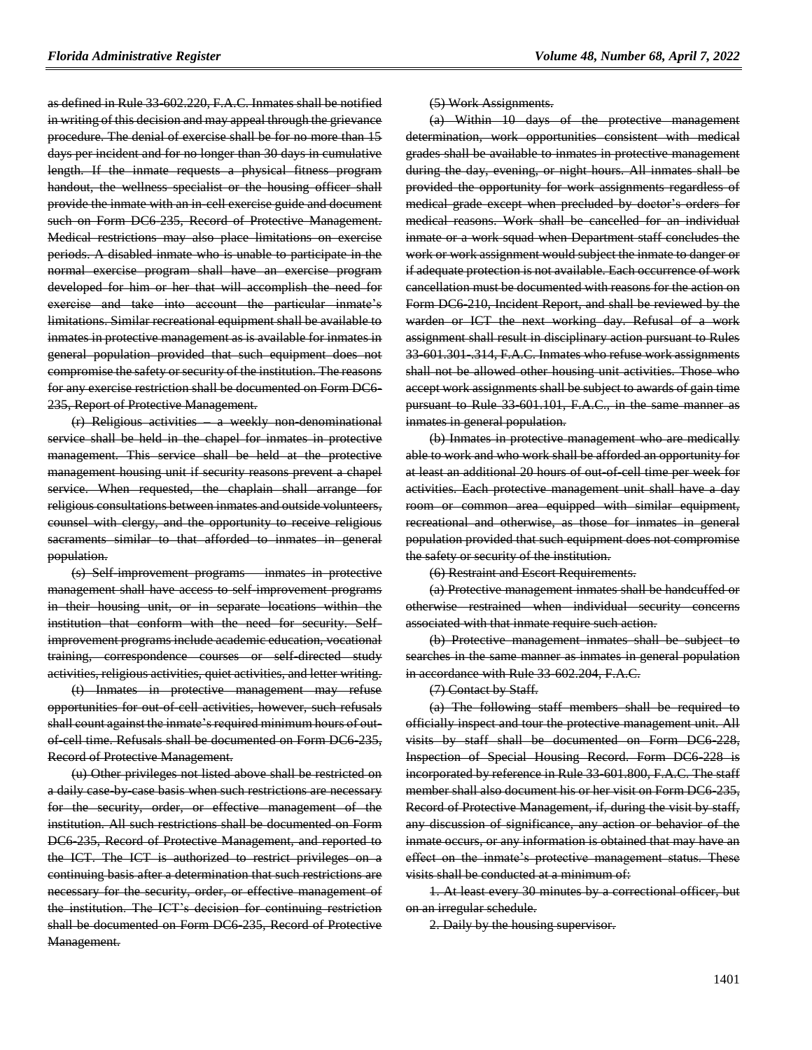as defined in Rule 33-602.220, F.A.C. Inmates shall be notified in writing of this decision and may appeal through the grievance procedure. The denial of exercise shall be for no more than 15 days per incident and for no longer than 30 days in cumulative length. If the inmate requests a physical fitness program handout, the wellness specialist or the housing officer shall provide the inmate with an in-cell exercise guide and document such on Form DC6-235, Record of Protective Management. Medical restrictions may also place limitations on exercise periods. A disabled inmate who is unable to participate in the normal exercise program shall have an exercise program developed for him or her that will accomplish the need for exercise and take into account the particular inmate's limitations. Similar recreational equipment shall be available to inmates in protective management as is available for inmates in general population provided that such equipment does not compromise the safety or security of the institution. The reasons for any exercise restriction shall be documented on Form DC6-235, Report of Protective Management.

(r) Religious activities – a weekly non-denominational service shall be held in the chapel for inmates in protective management. This service shall be held at the protective management housing unit if security reasons prevent a chapel service. When requested, the chaplain shall arrange for religious consultations between inmates and outside volunteers, counsel with clergy, and the opportunity to receive religious sacraments similar to that afforded to inmates in general population.

(s) Self-improvement programs – inmates in protective management shall have access to self-improvement programs in their housing unit, or in separate locations within the institution that conform with the need for security. Self-improvement programs include academic education, vocational training, correspondence courses or self-directed study activities, religious activities, quiet activities, and letter writing.

(t) Inmates in protective management may refuse opportunities for out-of-cell activities, however, such refusals shall count against the inmate's required minimum hours of out-of-cell time. Refusals shall be documented on Form DC6-235, Record of Protective Management.

(u) Other privileges not listed above shall be restricted on a daily case-by-case basis when such restrictions are necessary for the security, order, or effective management of the institution. All such restrictions shall be documented on Form DC6-235, Record of Protective Management, and reported to the ICT. The ICT is authorized to restrict privileges on a continuing basis after a determination that such restrictions are necessary for the security, order, or effective management of the institution. The ICT's decision for continuing restriction shall be documented on Form DC6-235, Record of Protective Management.

(5) Work Assignments.

(a) Within 10 days of the protective management determination, work opportunities consistent with medical grades shall be available to inmates in protective management during the day, evening, or night hours. All inmates shall be provided the opportunity for work assignments regardless of medical grade except when precluded by doctor's orders for medical reasons. Work shall be cancelled for an individual inmate or a work squad when Department staff concludes the work or work assignment would subject the inmate to danger or if adequate protection is not available. Each occurrence of work cancellation must be documented with reasons for the action on Form DC6-210, Incident Report, and shall be reviewed by the warden or ICT the next working day. Refusal of a work assignment shall result in disciplinary action pursuant to Rules 33-601.301-.314, F.A.C. Inmates who refuse work assignments shall not be allowed other housing unit activities. Those who accept work assignments shall be subject to awards of gain time pursuant to Rule 33-601.101, F.A.C., in the same manner as inmates in general population.

(b) Inmates in protective management who are medically able to work and who work shall be afforded an opportunity for at least an additional 20 hours of out-of-cell time per week for activities. Each protective management unit shall have a day room or common area equipped with similar equipment, recreational and otherwise, as those for inmates in general population provided that such equipment does not compromise the safety or security of the institution.

(6) Restraint and Escort Requirements.

(a) Protective management inmates shall be handcuffed or otherwise restrained when individual security concerns associated with that inmate require such action.

(b) Protective management inmates shall be subject to searches in the same manner as inmates in general population in accordance with Rule 33-602.204, F.A.C.

(7) Contact by Staff.

(a) The following staff members shall be required to officially inspect and tour the protective management unit. All visits by staff shall be documented on Form DC6-228, Inspection of Special Housing Record. Form DC6-228 is incorporated by reference in Rule 33-601.800, F.A.C. The staff member shall also document his or her visit on Form DC6-235, Record of Protective Management, if, during the visit by staff, any discussion of significance, any action or behavior of the inmate occurs, or any information is obtained that may have an effect on the inmate's protective management status. These visits shall be conducted at a minimum of:

1. At least every 30 minutes by a correctional officer, but on an irregular schedule.

2. Daily by the housing supervisor.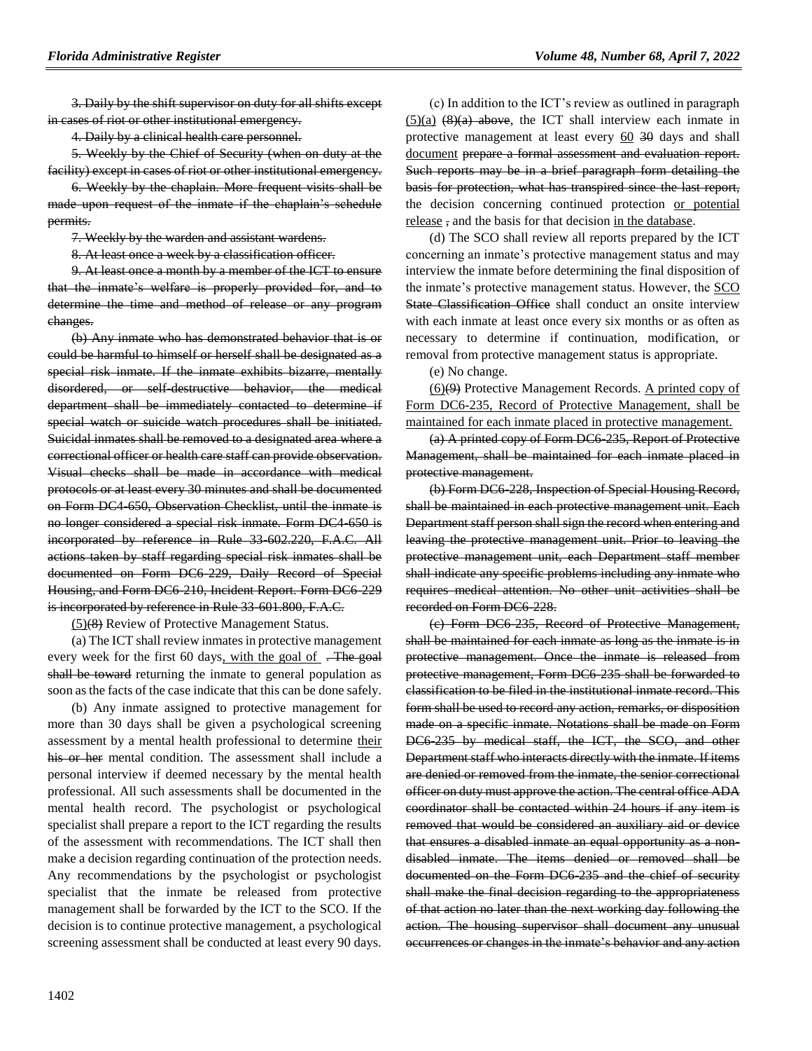3. Daily by the shift supervisor on duty for all shifts except in cases of riot or other institutional emergency.

4. Daily by a clinical health care personnel.

5. Weekly by the Chief of Security (when on duty at the facility) except in cases of riot or other institutional emergency.

6. Weekly by the chaplain. More frequent visits shall be made upon request of the inmate if the chaplain's schedule permits.

7. Weekly by the warden and assistant wardens.

8. At least once a week by a classification officer.

9. At least once a month by a member of the ICT to ensure that the inmate's welfare is properly provided for, and to determine the time and method of release or any program changes.

(b) Any inmate who has demonstrated behavior that is or could be harmful to himself or herself shall be designated as a special risk inmate. If the inmate exhibits bizarre, mentally disordered, or self-destructive behavior, the medical department shall be immediately contacted to determine if special watch or suicide watch procedures shall be initiated. Suicidal inmates shall be removed to a designated area where a correctional officer or health care staff can provide observation. Visual checks shall be made in accordance with medical protocols or at least every 30 minutes and shall be documented on Form DC4-650, Observation Checklist, until the inmate is no longer considered a special risk inmate. Form DC4-650 is incorporated by reference in Rule 33-602.220, F.A.C. All actions taken by staff regarding special risk inmates shall be documented on Form DC6-229, Daily Record of Special Housing, and Form DC6-210, Incident Report. Form DC6-229 is incorporated by reference in Rule 33-601.800, F.A.C.

(5)(8) Review of Protective Management Status.

(a) The ICT shall review inmates in protective management every week for the first 60 days, with the goal of . The goal shall be toward returning the inmate to general population as soon as the facts of the case indicate that this can be done safely.

(b) Any inmate assigned to protective management for more than 30 days shall be given a psychological screening assessment by a mental health professional to determine their his or her mental condition. The assessment shall include a personal interview if deemed necessary by the mental health professional. All such assessments shall be documented in the mental health record. The psychologist or psychological specialist shall prepare a report to the ICT regarding the results of the assessment with recommendations. The ICT shall then make a decision regarding continuation of the protection needs. Any recommendations by the psychologist or psychologist specialist that the inmate be released from protective management shall be forwarded by the ICT to the SCO. If the decision is to continue protective management, a psychological screening assessment shall be conducted at least every 90 days.

(c) In addition to the ICT's review as outlined in paragraph (5)(a) (8)(a) above, the ICT shall interview each inmate in protective management at least every 60 30 days and shall document prepare a formal assessment and evaluation report. Such reports may be in a brief paragraph form detailing the basis for protection, what has transpired since the last report, the decision concerning continued protection or potential release , and the basis for that decision in the database.

(d) The SCO shall review all reports prepared by the ICT concerning an inmate's protective management status and may interview the inmate before determining the final disposition of the inmate's protective management status. However, the SCO State Classification Office shall conduct an onsite interview with each inmate at least once every six months or as often as necessary to determine if continuation, modification, or removal from protective management status is appropriate.

(e) No change.

(6)(9) Protective Management Records. A printed copy of Form DC6-235, Record of Protective Management, shall be maintained for each inmate placed in protective management.

(a) A printed copy of Form DC6-235, Report of Protective Management, shall be maintained for each inmate placed in protective management.

(b) Form DC6-228, Inspection of Special Housing Record, shall be maintained in each protective management unit. Each Department staff person shall sign the record when entering and leaving the protective management unit. Prior to leaving the protective management unit, each Department staff member shall indicate any specific problems including any inmate who requires medical attention. No other unit activities shall be recorded on Form DC6-228.

(c) Form DC6-235, Record of Protective Management, shall be maintained for each inmate as long as the inmate is in protective management. Once the inmate is released from protective management, Form DC6-235 shall be forwarded to classification to be filed in the institutional inmate record. This form shall be used to record any action, remarks, or disposition made on a specific inmate. Notations shall be made on Form DC6-235 by medical staff, the ICT, the SCO, and other Department staff who interacts directly with the inmate. If items are denied or removed from the inmate, the senior correctional officer on duty must approve the action. The central office ADA coordinator shall be contacted within 24 hours if any item is removed that would be considered an auxiliary aid or device that ensures a disabled inmate an equal opportunity as a non-disabled inmate. The items denied or removed shall be documented on the Form DC6-235 and the chief of security shall make the final decision regarding to the appropriateness of that action no later than the next working day following the action. The housing supervisor shall document any unusual occurrences or changes in the inmate's behavior and any action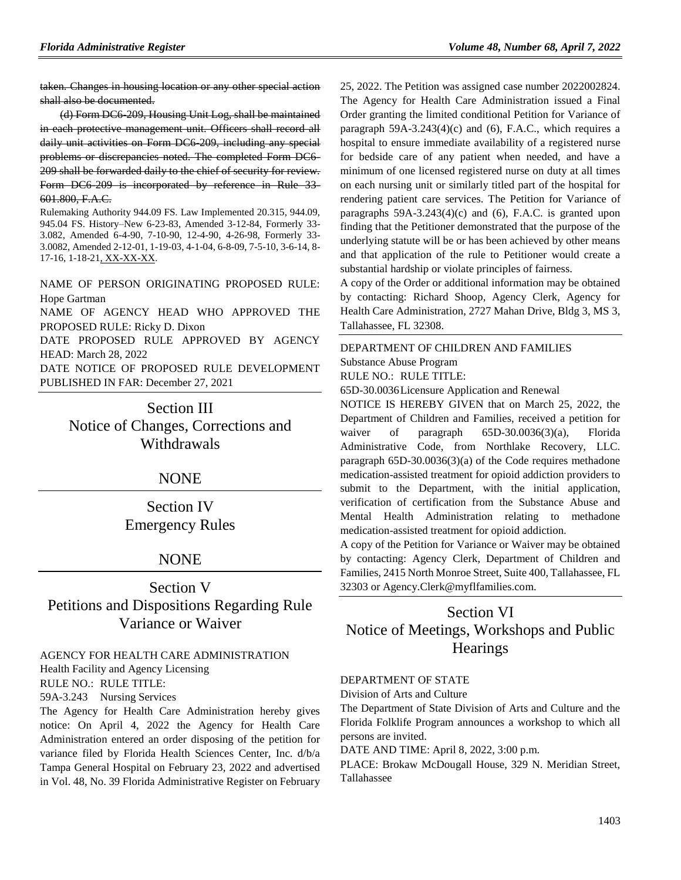~~taken. Changes in housing location or any other special action shall also be documented.~~

~~(d) Form DC6-209, Housing Unit Log, shall be maintained in each protective management unit. Officers shall record all daily unit activities on Form DC6-209, including any special problems or discrepancies noted. The completed Form DC6-209 shall be forwarded daily to the chief of security for review. Form DC6-209 is incorporated by reference in Rule 33-601.800, F.A.C.~~

Rulemaking Authority 944.09 FS. Law Implemented 20.315, 944.09, 945.04 FS. History–New 6-23-83, Amended 3-12-84, Formerly 33-3.082, Amended 6-4-90, 7-10-90, 12-4-90, 4-26-98, Formerly 33-3.0082, Amended 2-12-01, 1-19-03, 4-1-04, 6-8-09, 7-5-10, 3-6-14, 8-17-16, 1-18-21, XX-XX-XX.

NAME OF PERSON ORIGINATING PROPOSED RULE: Hope Gartman

NAME OF AGENCY HEAD WHO APPROVED THE PROPOSED RULE: Ricky D. Dixon

DATE PROPOSED RULE APPROVED BY AGENCY HEAD: March 28, 2022

DATE NOTICE OF PROPOSED RULE DEVELOPMENT PUBLISHED IN FAR: December 27, 2021

## Section III
## Notice of Changes, Corrections and Withdrawals

NONE

## Section IV
## Emergency Rules

NONE

## Section V
## Petitions and Dispositions Regarding Rule Variance or Waiver

AGENCY FOR HEALTH CARE ADMINISTRATION

Health Facility and Agency Licensing

RULE NO.: RULE TITLE:

59A-3.243 Nursing Services

The Agency for Health Care Administration hereby gives notice: On April 4, 2022 the Agency for Health Care Administration entered an order disposing of the petition for variance filed by Florida Health Sciences Center, Inc. d/b/a Tampa General Hospital on February 23, 2022 and advertised in Vol. 48, No. 39 Florida Administrative Register on February 25, 2022. The Petition was assigned case number 2022002824. The Agency for Health Care Administration issued a Final Order granting the limited conditional Petition for Variance of paragraph 59A-3.243(4)(c) and (6), F.A.C., which requires a hospital to ensure immediate availability of a registered nurse for bedside care of any patient when needed, and have a minimum of one licensed registered nurse on duty at all times on each nursing unit or similarly titled part of the hospital for rendering patient care services. The Petition for Variance of paragraphs 59A-3.243(4)(c) and (6), F.A.C. is granted upon finding that the Petitioner demonstrated that the purpose of the underlying statute will be or has been achieved by other means and that application of the rule to Petitioner would create a substantial hardship or violate principles of fairness.

A copy of the Order or additional information may be obtained by contacting: Richard Shoop, Agency Clerk, Agency for Health Care Administration, 2727 Mahan Drive, Bldg 3, MS 3, Tallahassee, FL 32308.

DEPARTMENT OF CHILDREN AND FAMILIES

Substance Abuse Program

RULE NO.: RULE TITLE:

65D-30.0036 Licensure Application and Renewal

NOTICE IS HEREBY GIVEN that on March 25, 2022, the Department of Children and Families, received a petition for waiver of paragraph 65D-30.0036(3)(a), Florida Administrative Code, from Northlake Recovery, LLC. paragraph 65D-30.0036(3)(a) of the Code requires methadone medication-assisted treatment for opioid addiction providers to submit to the Department, with the initial application, verification of certification from the Substance Abuse and Mental Health Administration relating to methadone medication-assisted treatment for opioid addiction.

A copy of the Petition for Variance or Waiver may be obtained by contacting: Agency Clerk, Department of Children and Families, 2415 North Monroe Street, Suite 400, Tallahassee, FL 32303 or Agency.Clerk@myflfamilies.com.

## Section VI
## Notice of Meetings, Workshops and Public Hearings

DEPARTMENT OF STATE

Division of Arts and Culture

The Department of State Division of Arts and Culture and the Florida Folklife Program announces a workshop to which all persons are invited.

DATE AND TIME: April 8, 2022, 3:00 p.m.

PLACE: Brokaw McDougall House, 329 N. Meridian Street, Tallahassee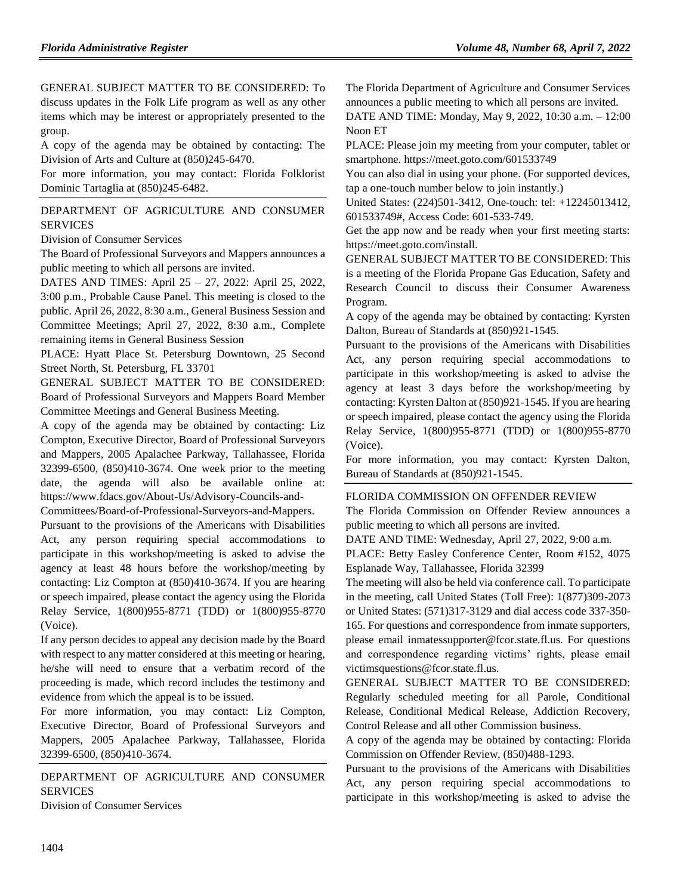GENERAL SUBJECT MATTER TO BE CONSIDERED: To discuss updates in the Folk Life program as well as any other items which may be interest or appropriately presented to the group.

A copy of the agenda may be obtained by contacting: The Division of Arts and Culture at (850)245-6470.

For more information, you may contact: Florida Folklorist Dominic Tartaglia at (850)245-6482.

## DEPARTMENT OF AGRICULTURE AND CONSUMER SERVICES

Division of Consumer Services

The Board of Professional Surveyors and Mappers announces a public meeting to which all persons are invited.

DATES AND TIMES: April 25 – 27, 2022: April 25, 2022, 3:00 p.m., Probable Cause Panel. This meeting is closed to the public. April 26, 2022, 8:30 a.m., General Business Session and Committee Meetings; April 27, 2022, 8:30 a.m., Complete remaining items in General Business Session

PLACE: Hyatt Place St. Petersburg Downtown, 25 Second Street North, St. Petersburg, FL 33701

GENERAL SUBJECT MATTER TO BE CONSIDERED: Board of Professional Surveyors and Mappers Board Member Committee Meetings and General Business Meeting.

A copy of the agenda may be obtained by contacting: Liz Compton, Executive Director, Board of Professional Surveyors and Mappers, 2005 Apalachee Parkway, Tallahassee, Florida 32399-6500, (850)410-3674. One week prior to the meeting date, the agenda will also be available online at: https://www.fdacs.gov/About-Us/Advisory-Councils-and-Committees/Board-of-Professional-Surveyors-and-Mappers.

Pursuant to the provisions of the Americans with Disabilities Act, any person requiring special accommodations to participate in this workshop/meeting is asked to advise the agency at least 48 hours before the workshop/meeting by contacting: Liz Compton at (850)410-3674. If you are hearing or speech impaired, please contact the agency using the Florida Relay Service, 1(800)955-8771 (TDD) or 1(800)955-8770 (Voice).

If any person decides to appeal any decision made by the Board with respect to any matter considered at this meeting or hearing, he/she will need to ensure that a verbatim record of the proceeding is made, which record includes the testimony and evidence from which the appeal is to be issued.

For more information, you may contact: Liz Compton, Executive Director, Board of Professional Surveyors and Mappers, 2005 Apalachee Parkway, Tallahassee, Florida 32399-6500, (850)410-3674.

## DEPARTMENT OF AGRICULTURE AND CONSUMER SERVICES

Division of Consumer Services

The Florida Department of Agriculture and Consumer Services announces a public meeting to which all persons are invited.

DATE AND TIME: Monday, May 9, 2022, 10:30 a.m. – 12:00 Noon ET

PLACE: Please join my meeting from your computer, tablet or smartphone. https://meet.goto.com/601533749

You can also dial in using your phone. (For supported devices, tap a one-touch number below to join instantly.)

United States: (224)501-3412, One-touch: tel: +12245013412, 601533749#, Access Code: 601-533-749.

Get the app now and be ready when your first meeting starts: https://meet.goto.com/install.

GENERAL SUBJECT MATTER TO BE CONSIDERED: This is a meeting of the Florida Propane Gas Education, Safety and Research Council to discuss their Consumer Awareness Program.

A copy of the agenda may be obtained by contacting: Kyrsten Dalton, Bureau of Standards at (850)921-1545.

Pursuant to the provisions of the Americans with Disabilities Act, any person requiring special accommodations to participate in this workshop/meeting is asked to advise the agency at least 3 days before the workshop/meeting by contacting: Kyrsten Dalton at (850)921-1545. If you are hearing or speech impaired, please contact the agency using the Florida Relay Service, 1(800)955-8771 (TDD) or 1(800)955-8770 (Voice).

For more information, you may contact: Kyrsten Dalton, Bureau of Standards at (850)921-1545.

## FLORIDA COMMISSION ON OFFENDER REVIEW

The Florida Commission on Offender Review announces a public meeting to which all persons are invited.

DATE AND TIME: Wednesday, April 27, 2022, 9:00 a.m.

PLACE: Betty Easley Conference Center, Room #152, 4075 Esplanade Way, Tallahassee, Florida 32399

The meeting will also be held via conference call. To participate in the meeting, call United States (Toll Free): 1(877)309-2073 or United States: (571)317-3129 and dial access code 337-350-165. For questions and correspondence from inmate supporters, please email inmatessupporter@fcor.state.fl.us. For questions and correspondence regarding victims' rights, please email victimsquestions@fcor.state.fl.us.

GENERAL SUBJECT MATTER TO BE CONSIDERED: Regularly scheduled meeting for all Parole, Conditional Release, Conditional Medical Release, Addiction Recovery, Control Release and all other Commission business.

A copy of the agenda may be obtained by contacting: Florida Commission on Offender Review, (850)488-1293.

Pursuant to the provisions of the Americans with Disabilities Act, any person requiring special accommodations to participate in this workshop/meeting is asked to advise the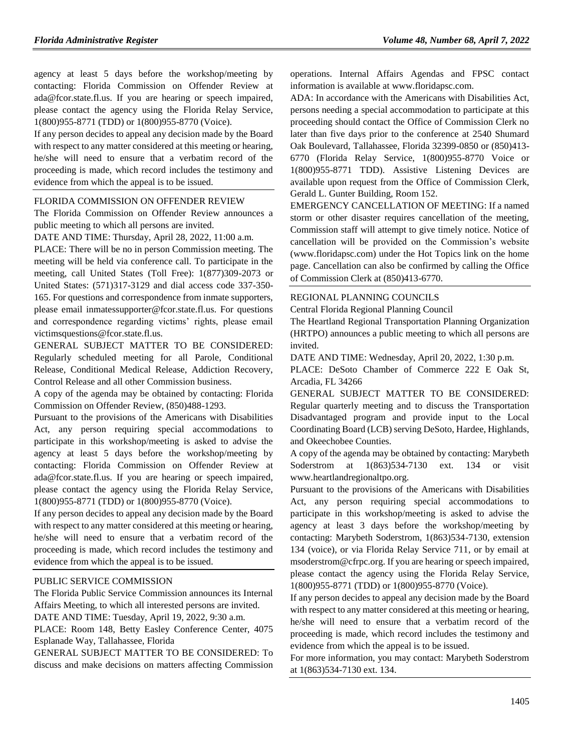agency at least 5 days before the workshop/meeting by contacting: Florida Commission on Offender Review at ada@fcor.state.fl.us. If you are hearing or speech impaired, please contact the agency using the Florida Relay Service, 1(800)955-8771 (TDD) or 1(800)955-8770 (Voice).

If any person decides to appeal any decision made by the Board with respect to any matter considered at this meeting or hearing, he/she will need to ensure that a verbatim record of the proceeding is made, which record includes the testimony and evidence from which the appeal is to be issued.

FLORIDA COMMISSION ON OFFENDER REVIEW

The Florida Commission on Offender Review announces a public meeting to which all persons are invited.

DATE AND TIME: Thursday, April 28, 2022, 11:00 a.m.

PLACE: There will be no in person Commission meeting. The meeting will be held via conference call. To participate in the meeting, call United States (Toll Free): 1(877)309-2073 or United States: (571)317-3129 and dial access code 337-350-165. For questions and correspondence from inmate supporters, please email inmatessupporter@fcor.state.fl.us. For questions and correspondence regarding victims' rights, please email victimsquestions@fcor.state.fl.us.

GENERAL SUBJECT MATTER TO BE CONSIDERED: Regularly scheduled meeting for all Parole, Conditional Release, Conditional Medical Release, Addiction Recovery, Control Release and all other Commission business.

A copy of the agenda may be obtained by contacting: Florida Commission on Offender Review, (850)488-1293.

Pursuant to the provisions of the Americans with Disabilities Act, any person requiring special accommodations to participate in this workshop/meeting is asked to advise the agency at least 5 days before the workshop/meeting by contacting: Florida Commission on Offender Review at ada@fcor.state.fl.us. If you are hearing or speech impaired, please contact the agency using the Florida Relay Service, 1(800)955-8771 (TDD) or 1(800)955-8770 (Voice).

If any person decides to appeal any decision made by the Board with respect to any matter considered at this meeting or hearing, he/she will need to ensure that a verbatim record of the proceeding is made, which record includes the testimony and evidence from which the appeal is to be issued.

PUBLIC SERVICE COMMISSION

The Florida Public Service Commission announces its Internal Affairs Meeting, to which all interested persons are invited.

DATE AND TIME: Tuesday, April 19, 2022, 9:30 a.m.

PLACE: Room 148, Betty Easley Conference Center, 4075 Esplanade Way, Tallahassee, Florida

GENERAL SUBJECT MATTER TO BE CONSIDERED: To discuss and make decisions on matters affecting Commission operations. Internal Affairs Agendas and FPSC contact information is available at www.floridapsc.com.

ADA: In accordance with the Americans with Disabilities Act, persons needing a special accommodation to participate at this proceeding should contact the Office of Commission Clerk no later than five days prior to the conference at 2540 Shumard Oak Boulevard, Tallahassee, Florida 32399-0850 or (850)413-6770 (Florida Relay Service, 1(800)955-8770 Voice or 1(800)955-8771 TDD). Assistive Listening Devices are available upon request from the Office of Commission Clerk, Gerald L. Gunter Building, Room 152.

EMERGENCY CANCELLATION OF MEETING: If a named storm or other disaster requires cancellation of the meeting, Commission staff will attempt to give timely notice. Notice of cancellation will be provided on the Commission's website (www.floridapsc.com) under the Hot Topics link on the home page. Cancellation can also be confirmed by calling the Office of Commission Clerk at (850)413-6770.

REGIONAL PLANNING COUNCILS

Central Florida Regional Planning Council

The Heartland Regional Transportation Planning Organization (HRTPO) announces a public meeting to which all persons are invited.

DATE AND TIME: Wednesday, April 20, 2022, 1:30 p.m.

PLACE: DeSoto Chamber of Commerce 222 E Oak St, Arcadia, FL 34266

GENERAL SUBJECT MATTER TO BE CONSIDERED: Regular quarterly meeting and to discuss the Transportation Disadvantaged program and provide input to the Local Coordinating Board (LCB) serving DeSoto, Hardee, Highlands, and Okeechobee Counties.

A copy of the agenda may be obtained by contacting: Marybeth Soderstrom at 1(863)534-7130 ext. 134 or visit www.heartlandregionaltpo.org.

Pursuant to the provisions of the Americans with Disabilities Act, any person requiring special accommodations to participate in this workshop/meeting is asked to advise the agency at least 3 days before the workshop/meeting by contacting: Marybeth Soderstrom, 1(863)534-7130, extension 134 (voice), or via Florida Relay Service 711, or by email at msoderstrom@cfrpc.org. If you are hearing or speech impaired, please contact the agency using the Florida Relay Service, 1(800)955-8771 (TDD) or 1(800)955-8770 (Voice).

If any person decides to appeal any decision made by the Board with respect to any matter considered at this meeting or hearing, he/she will need to ensure that a verbatim record of the proceeding is made, which record includes the testimony and evidence from which the appeal is to be issued.

For more information, you may contact: Marybeth Soderstrom at 1(863)534-7130 ext. 134.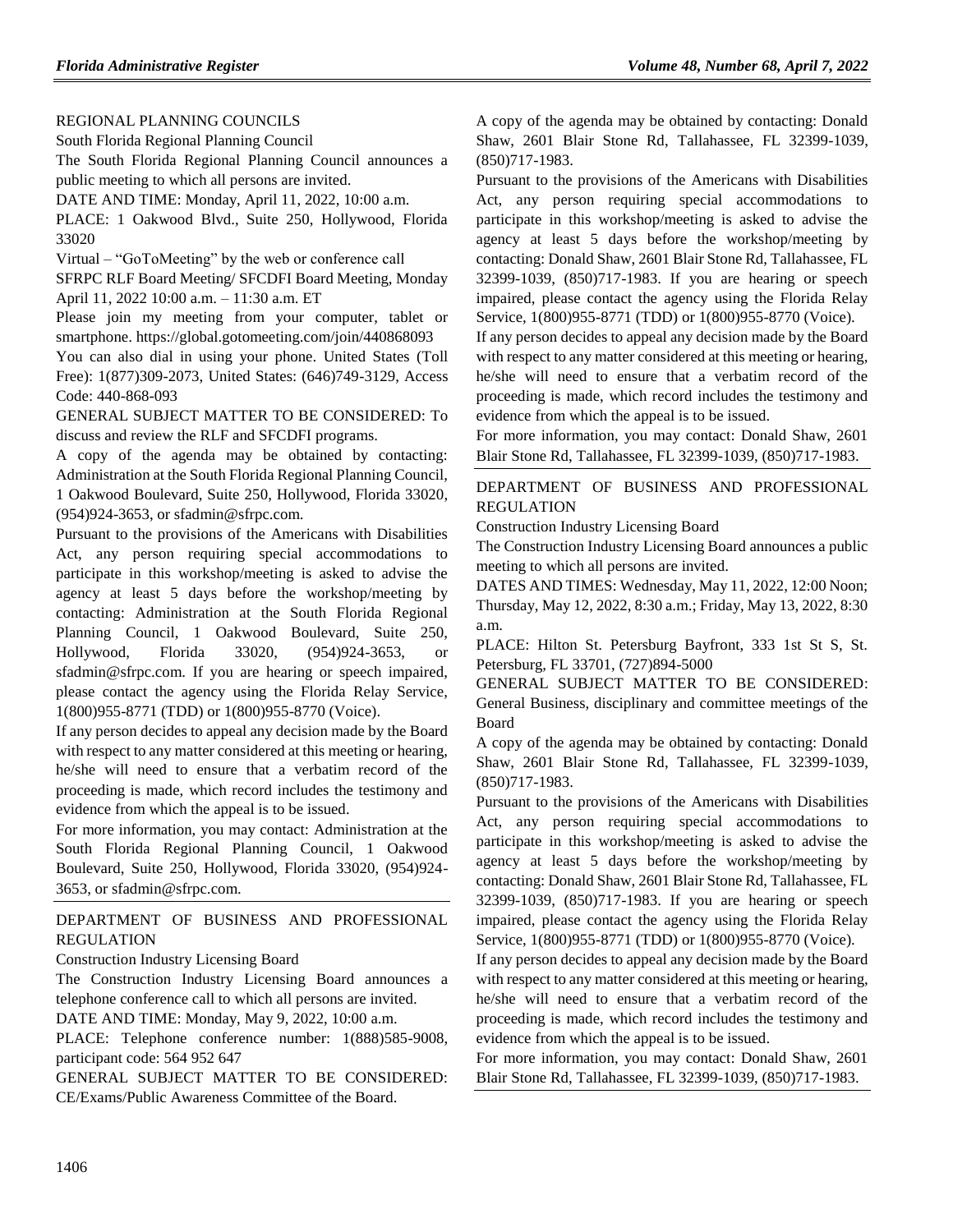REGIONAL PLANNING COUNCILS

South Florida Regional Planning Council

The South Florida Regional Planning Council announces a public meeting to which all persons are invited.

DATE AND TIME: Monday, April 11, 2022, 10:00 a.m.

PLACE: 1 Oakwood Blvd., Suite 250, Hollywood, Florida 33020

Virtual – "GoToMeeting" by the web or conference call

SFRPC RLF Board Meeting/ SFCDFI Board Meeting, Monday April 11, 2022 10:00 a.m. – 11:30 a.m. ET

Please join my meeting from your computer, tablet or smartphone. https://global.gotomeeting.com/join/440868093

You can also dial in using your phone. United States (Toll Free): 1(877)309-2073, United States: (646)749-3129, Access Code: 440-868-093

GENERAL SUBJECT MATTER TO BE CONSIDERED: To discuss and review the RLF and SFCDFI programs.

A copy of the agenda may be obtained by contacting: Administration at the South Florida Regional Planning Council, 1 Oakwood Boulevard, Suite 250, Hollywood, Florida 33020, (954)924-3653, or sfadmin@sfrpc.com.

Pursuant to the provisions of the Americans with Disabilities Act, any person requiring special accommodations to participate in this workshop/meeting is asked to advise the agency at least 5 days before the workshop/meeting by contacting: Administration at the South Florida Regional Planning Council, 1 Oakwood Boulevard, Suite 250, Hollywood, Florida 33020, (954)924-3653, or sfadmin@sfrpc.com. If you are hearing or speech impaired, please contact the agency using the Florida Relay Service, 1(800)955-8771 (TDD) or 1(800)955-8770 (Voice).

If any person decides to appeal any decision made by the Board with respect to any matter considered at this meeting or hearing, he/she will need to ensure that a verbatim record of the proceeding is made, which record includes the testimony and evidence from which the appeal is to be issued.

For more information, you may contact: Administration at the South Florida Regional Planning Council, 1 Oakwood Boulevard, Suite 250, Hollywood, Florida 33020, (954)924-3653, or sfadmin@sfrpc.com.

---

DEPARTMENT OF BUSINESS AND PROFESSIONAL REGULATION

Construction Industry Licensing Board

The Construction Industry Licensing Board announces a telephone conference call to which all persons are invited.

DATE AND TIME: Monday, May 9, 2022, 10:00 a.m.

PLACE: Telephone conference number: 1(888)585-9008, participant code: 564 952 647

GENERAL SUBJECT MATTER TO BE CONSIDERED: CE/Exams/Public Awareness Committee of the Board.

A copy of the agenda may be obtained by contacting: Donald Shaw, 2601 Blair Stone Rd, Tallahassee, FL 32399-1039, (850)717-1983.

Pursuant to the provisions of the Americans with Disabilities Act, any person requiring special accommodations to participate in this workshop/meeting is asked to advise the agency at least 5 days before the workshop/meeting by contacting: Donald Shaw, 2601 Blair Stone Rd, Tallahassee, FL 32399-1039, (850)717-1983. If you are hearing or speech impaired, please contact the agency using the Florida Relay Service, 1(800)955-8771 (TDD) or 1(800)955-8770 (Voice).

If any person decides to appeal any decision made by the Board with respect to any matter considered at this meeting or hearing, he/she will need to ensure that a verbatim record of the proceeding is made, which record includes the testimony and evidence from which the appeal is to be issued.

For more information, you may contact: Donald Shaw, 2601 Blair Stone Rd, Tallahassee, FL 32399-1039, (850)717-1983.

---

DEPARTMENT OF BUSINESS AND PROFESSIONAL REGULATION

Construction Industry Licensing Board

The Construction Industry Licensing Board announces a public meeting to which all persons are invited.

DATES AND TIMES: Wednesday, May 11, 2022, 12:00 Noon; Thursday, May 12, 2022, 8:30 a.m.; Friday, May 13, 2022, 8:30 a.m.

PLACE: Hilton St. Petersburg Bayfront, 333 1st St S, St. Petersburg, FL 33701, (727)894-5000

GENERAL SUBJECT MATTER TO BE CONSIDERED: General Business, disciplinary and committee meetings of the Board

A copy of the agenda may be obtained by contacting: Donald Shaw, 2601 Blair Stone Rd, Tallahassee, FL 32399-1039, (850)717-1983.

Pursuant to the provisions of the Americans with Disabilities Act, any person requiring special accommodations to participate in this workshop/meeting is asked to advise the agency at least 5 days before the workshop/meeting by contacting: Donald Shaw, 2601 Blair Stone Rd, Tallahassee, FL 32399-1039, (850)717-1983. If you are hearing or speech impaired, please contact the agency using the Florida Relay Service, 1(800)955-8771 (TDD) or 1(800)955-8770 (Voice).

If any person decides to appeal any decision made by the Board with respect to any matter considered at this meeting or hearing, he/she will need to ensure that a verbatim record of the proceeding is made, which record includes the testimony and evidence from which the appeal is to be issued.

For more information, you may contact: Donald Shaw, 2601 Blair Stone Rd, Tallahassee, FL 32399-1039, (850)717-1983.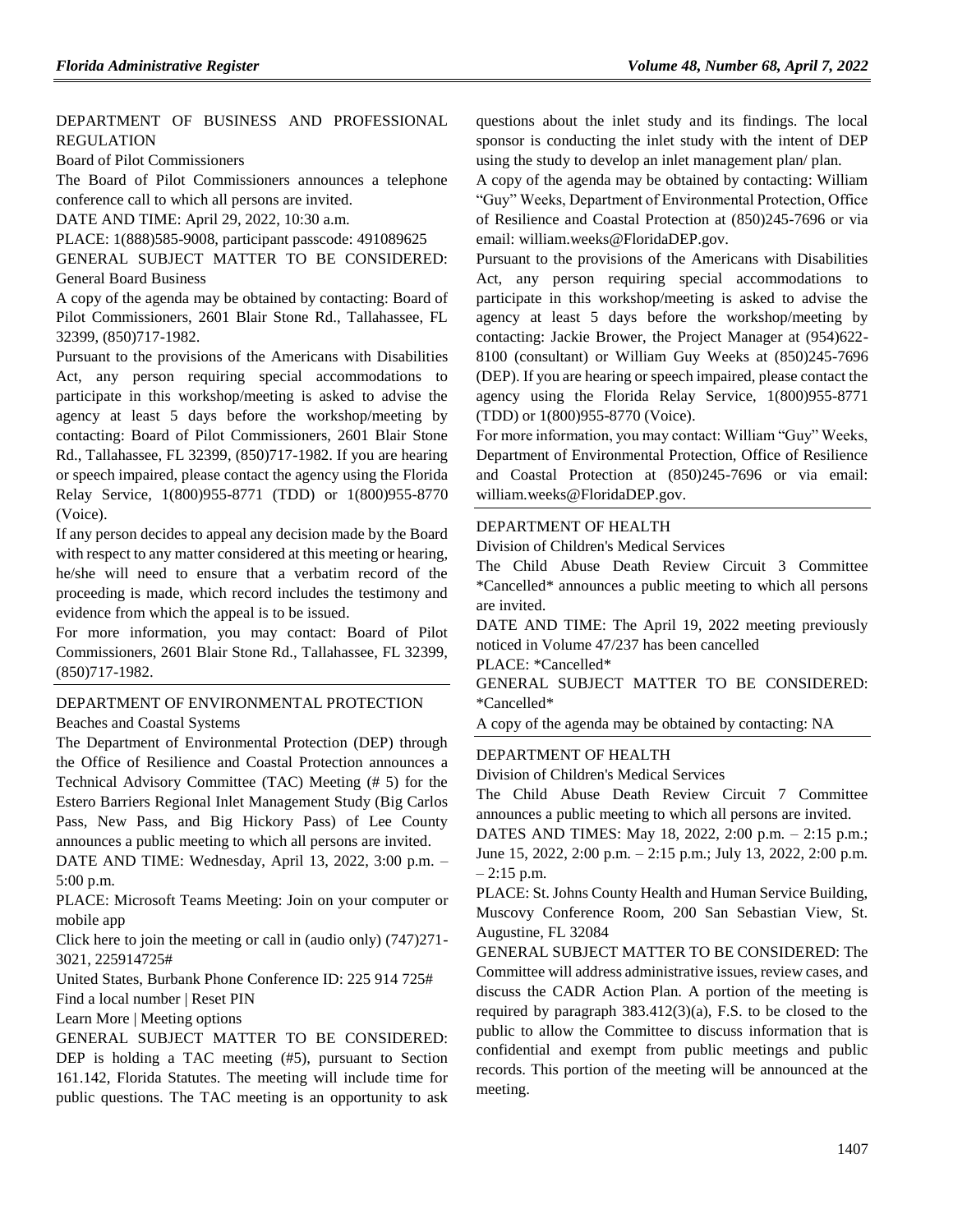DEPARTMENT OF BUSINESS AND PROFESSIONAL REGULATION

Board of Pilot Commissioners

The Board of Pilot Commissioners announces a telephone conference call to which all persons are invited.

DATE AND TIME: April 29, 2022, 10:30 a.m.

PLACE: 1(888)585-9008, participant passcode: 491089625

GENERAL SUBJECT MATTER TO BE CONSIDERED: General Board Business

A copy of the agenda may be obtained by contacting: Board of Pilot Commissioners, 2601 Blair Stone Rd., Tallahassee, FL 32399, (850)717-1982.

Pursuant to the provisions of the Americans with Disabilities Act, any person requiring special accommodations to participate in this workshop/meeting is asked to advise the agency at least 5 days before the workshop/meeting by contacting: Board of Pilot Commissioners, 2601 Blair Stone Rd., Tallahassee, FL 32399, (850)717-1982. If you are hearing or speech impaired, please contact the agency using the Florida Relay Service, 1(800)955-8771 (TDD) or 1(800)955-8770 (Voice).

If any person decides to appeal any decision made by the Board with respect to any matter considered at this meeting or hearing, he/she will need to ensure that a verbatim record of the proceeding is made, which record includes the testimony and evidence from which the appeal is to be issued.

For more information, you may contact: Board of Pilot Commissioners, 2601 Blair Stone Rd., Tallahassee, FL 32399, (850)717-1982.

DEPARTMENT OF ENVIRONMENTAL PROTECTION

Beaches and Coastal Systems

The Department of Environmental Protection (DEP) through the Office of Resilience and Coastal Protection announces a Technical Advisory Committee (TAC) Meeting (# 5) for the Estero Barriers Regional Inlet Management Study (Big Carlos Pass, New Pass, and Big Hickory Pass) of Lee County announces a public meeting to which all persons are invited.

DATE AND TIME: Wednesday, April 13, 2022, 3:00 p.m. – 5:00 p.m.

PLACE: Microsoft Teams Meeting: Join on your computer or mobile app

Click here to join the meeting or call in (audio only) (747)271-3021, 225914725#

United States, Burbank Phone Conference ID: 225 914 725#

Find a local number | Reset PIN

Learn More | Meeting options

GENERAL SUBJECT MATTER TO BE CONSIDERED: DEP is holding a TAC meeting (#5), pursuant to Section 161.142, Florida Statutes. The meeting will include time for public questions. The TAC meeting is an opportunity to ask questions about the inlet study and its findings. The local sponsor is conducting the inlet study with the intent of DEP using the study to develop an inlet management plan/ plan.

A copy of the agenda may be obtained by contacting: William "Guy" Weeks, Department of Environmental Protection, Office of Resilience and Coastal Protection at (850)245-7696 or via email: william.weeks@FloridaDEP.gov.

Pursuant to the provisions of the Americans with Disabilities Act, any person requiring special accommodations to participate in this workshop/meeting is asked to advise the agency at least 5 days before the workshop/meeting by contacting: Jackie Brower, the Project Manager at (954)622-8100 (consultant) or William Guy Weeks at (850)245-7696 (DEP). If you are hearing or speech impaired, please contact the agency using the Florida Relay Service, 1(800)955-8771 (TDD) or 1(800)955-8770 (Voice).

For more information, you may contact: William "Guy" Weeks, Department of Environmental Protection, Office of Resilience and Coastal Protection at (850)245-7696 or via email: william.weeks@FloridaDEP.gov.

DEPARTMENT OF HEALTH

Division of Children's Medical Services

The Child Abuse Death Review Circuit 3 Committee *Cancelled* announces a public meeting to which all persons are invited.

DATE AND TIME: The April 19, 2022 meeting previously noticed in Volume 47/237 has been cancelled

PLACE: *Cancelled*

GENERAL SUBJECT MATTER TO BE CONSIDERED: *Cancelled*

A copy of the agenda may be obtained by contacting: NA

DEPARTMENT OF HEALTH

Division of Children's Medical Services

The Child Abuse Death Review Circuit 7 Committee announces a public meeting to which all persons are invited.

DATES AND TIMES: May 18, 2022, 2:00 p.m. – 2:15 p.m.; June 15, 2022, 2:00 p.m. – 2:15 p.m.; July 13, 2022, 2:00 p.m. – 2:15 p.m.

PLACE: St. Johns County Health and Human Service Building, Muscovy Conference Room, 200 San Sebastian View, St. Augustine, FL 32084

GENERAL SUBJECT MATTER TO BE CONSIDERED: The Committee will address administrative issues, review cases, and discuss the CADR Action Plan. A portion of the meeting is required by paragraph 383.412(3)(a), F.S. to be closed to the public to allow the Committee to discuss information that is confidential and exempt from public meetings and public records. This portion of the meeting will be announced at the meeting.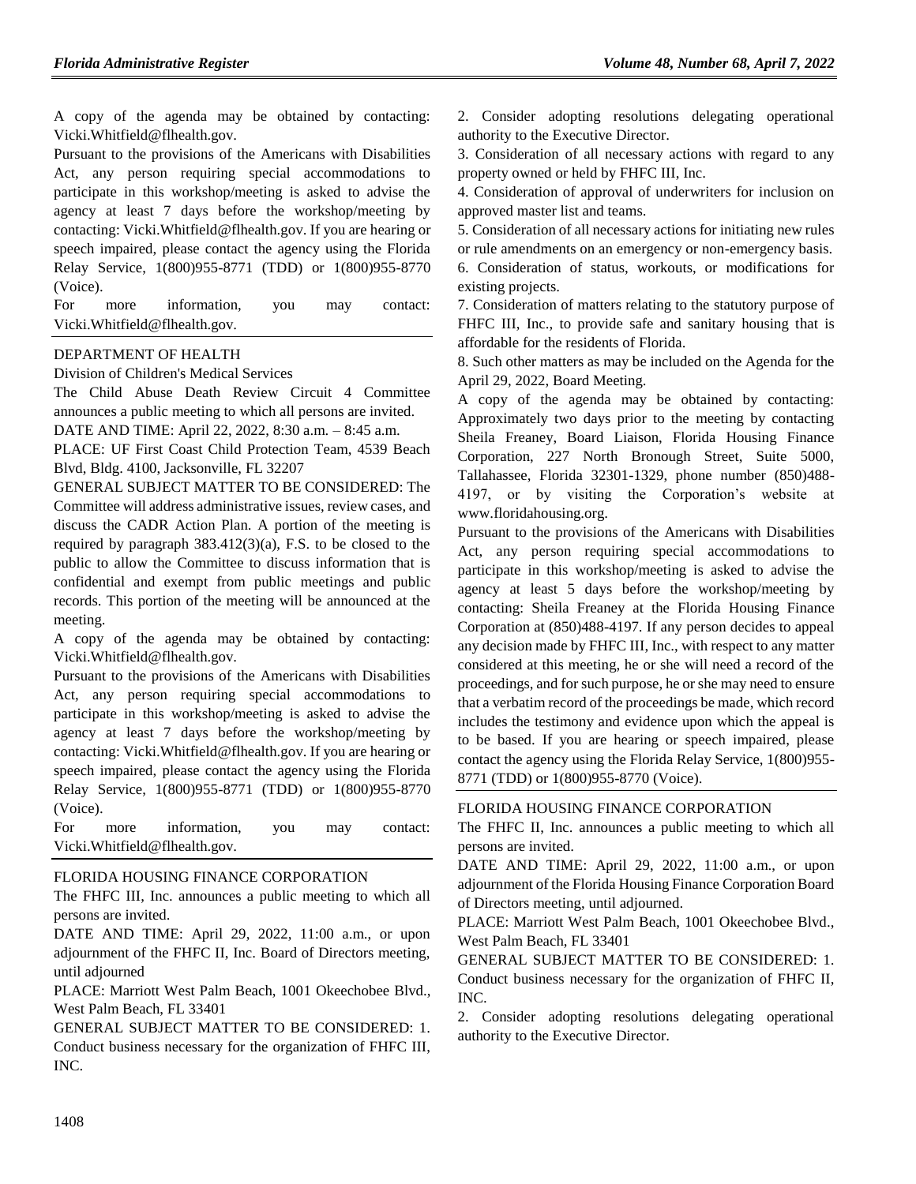A copy of the agenda may be obtained by contacting: Vicki.Whitfield@flhealth.gov.

Pursuant to the provisions of the Americans with Disabilities Act, any person requiring special accommodations to participate in this workshop/meeting is asked to advise the agency at least 7 days before the workshop/meeting by contacting: Vicki.Whitfield@flhealth.gov. If you are hearing or speech impaired, please contact the agency using the Florida Relay Service, 1(800)955-8771 (TDD) or 1(800)955-8770 (Voice).

For more information, you may contact: Vicki.Whitfield@flhealth.gov.

DEPARTMENT OF HEALTH

Division of Children's Medical Services

The Child Abuse Death Review Circuit 4 Committee announces a public meeting to which all persons are invited.

DATE AND TIME: April 22, 2022, 8:30 a.m. – 8:45 a.m.

PLACE: UF First Coast Child Protection Team, 4539 Beach Blvd, Bldg. 4100, Jacksonville, FL 32207

GENERAL SUBJECT MATTER TO BE CONSIDERED: The Committee will address administrative issues, review cases, and discuss the CADR Action Plan. A portion of the meeting is required by paragraph 383.412(3)(a), F.S. to be closed to the public to allow the Committee to discuss information that is confidential and exempt from public meetings and public records. This portion of the meeting will be announced at the meeting.

A copy of the agenda may be obtained by contacting: Vicki.Whitfield@flhealth.gov.

Pursuant to the provisions of the Americans with Disabilities Act, any person requiring special accommodations to participate in this workshop/meeting is asked to advise the agency at least 7 days before the workshop/meeting by contacting: Vicki.Whitfield@flhealth.gov. If you are hearing or speech impaired, please contact the agency using the Florida Relay Service, 1(800)955-8771 (TDD) or 1(800)955-8770 (Voice).

For more information, you may contact: Vicki.Whitfield@flhealth.gov.

FLORIDA HOUSING FINANCE CORPORATION

The FHFC III, Inc. announces a public meeting to which all persons are invited.

DATE AND TIME: April 29, 2022, 11:00 a.m., or upon adjournment of the FHFC II, Inc. Board of Directors meeting, until adjourned

PLACE: Marriott West Palm Beach, 1001 Okeechobee Blvd., West Palm Beach, FL 33401

GENERAL SUBJECT MATTER TO BE CONSIDERED: 1. Conduct business necessary for the organization of FHFC III, INC.

2. Consider adopting resolutions delegating operational authority to the Executive Director.

3. Consideration of all necessary actions with regard to any property owned or held by FHFC III, Inc.

4. Consideration of approval of underwriters for inclusion on approved master list and teams.

5. Consideration of all necessary actions for initiating new rules or rule amendments on an emergency or non-emergency basis.

6. Consideration of status, workouts, or modifications for existing projects.

7. Consideration of matters relating to the statutory purpose of FHFC III, Inc., to provide safe and sanitary housing that is affordable for the residents of Florida.

8. Such other matters as may be included on the Agenda for the April 29, 2022, Board Meeting.

A copy of the agenda may be obtained by contacting: Approximately two days prior to the meeting by contacting Sheila Freaney, Board Liaison, Florida Housing Finance Corporation, 227 North Bronough Street, Suite 5000, Tallahassee, Florida 32301-1329, phone number (850)488-4197, or by visiting the Corporation's website at www.floridahousing.org.

Pursuant to the provisions of the Americans with Disabilities Act, any person requiring special accommodations to participate in this workshop/meeting is asked to advise the agency at least 5 days before the workshop/meeting by contacting: Sheila Freaney at the Florida Housing Finance Corporation at (850)488-4197. If any person decides to appeal any decision made by FHFC III, Inc., with respect to any matter considered at this meeting, he or she will need a record of the proceedings, and for such purpose, he or she may need to ensure that a verbatim record of the proceedings be made, which record includes the testimony and evidence upon which the appeal is to be based. If you are hearing or speech impaired, please contact the agency using the Florida Relay Service, 1(800)955-8771 (TDD) or 1(800)955-8770 (Voice).

FLORIDA HOUSING FINANCE CORPORATION

The FHFC II, Inc. announces a public meeting to which all persons are invited.

DATE AND TIME: April 29, 2022, 11:00 a.m., or upon adjournment of the Florida Housing Finance Corporation Board of Directors meeting, until adjourned.

PLACE: Marriott West Palm Beach, 1001 Okeechobee Blvd., West Palm Beach, FL 33401

GENERAL SUBJECT MATTER TO BE CONSIDERED: 1. Conduct business necessary for the organization of FHFC II, INC.

2. Consider adopting resolutions delegating operational authority to the Executive Director.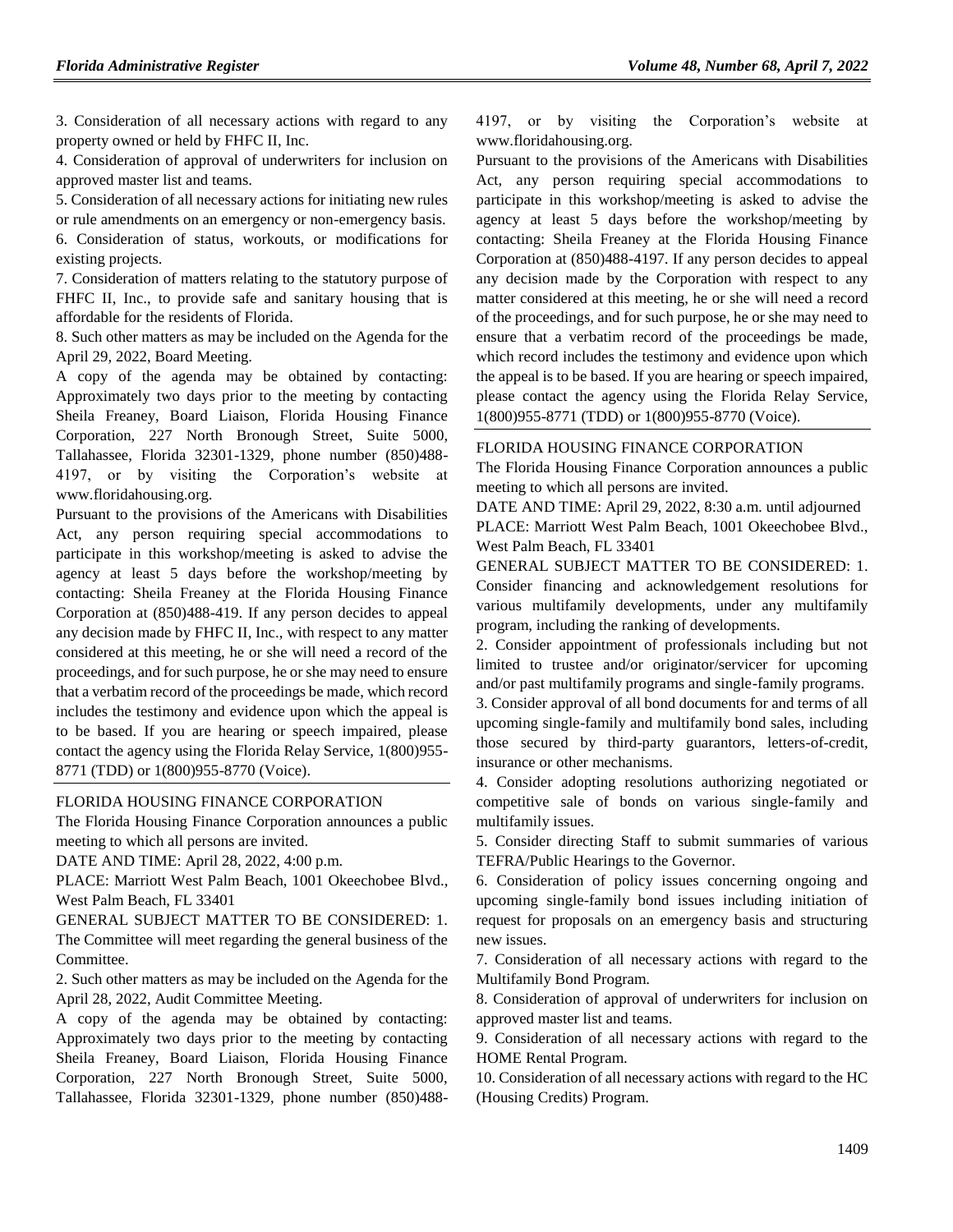3. Consideration of all necessary actions with regard to any property owned or held by FHFC II, Inc.

4. Consideration of approval of underwriters for inclusion on approved master list and teams.

5. Consideration of all necessary actions for initiating new rules or rule amendments on an emergency or non-emergency basis.

6. Consideration of status, workouts, or modifications for existing projects.

7. Consideration of matters relating to the statutory purpose of FHFC II, Inc., to provide safe and sanitary housing that is affordable for the residents of Florida.

8. Such other matters as may be included on the Agenda for the April 29, 2022, Board Meeting.

A copy of the agenda may be obtained by contacting: Approximately two days prior to the meeting by contacting Sheila Freaney, Board Liaison, Florida Housing Finance Corporation, 227 North Bronough Street, Suite 5000, Tallahassee, Florida 32301-1329, phone number (850)488-4197, or by visiting the Corporation's website at www.floridahousing.org.

Pursuant to the provisions of the Americans with Disabilities Act, any person requiring special accommodations to participate in this workshop/meeting is asked to advise the agency at least 5 days before the workshop/meeting by contacting: Sheila Freaney at the Florida Housing Finance Corporation at (850)488-419. If any person decides to appeal any decision made by FHFC II, Inc., with respect to any matter considered at this meeting, he or she will need a record of the proceedings, and for such purpose, he or she may need to ensure that a verbatim record of the proceedings be made, which record includes the testimony and evidence upon which the appeal is to be based. If you are hearing or speech impaired, please contact the agency using the Florida Relay Service, 1(800)955-8771 (TDD) or 1(800)955-8770 (Voice).

FLORIDA HOUSING FINANCE CORPORATION

The Florida Housing Finance Corporation announces a public meeting to which all persons are invited.

DATE AND TIME: April 28, 2022, 4:00 p.m.

PLACE: Marriott West Palm Beach, 1001 Okeechobee Blvd., West Palm Beach, FL 33401

GENERAL SUBJECT MATTER TO BE CONSIDERED: 1. The Committee will meet regarding the general business of the Committee.

2. Such other matters as may be included on the Agenda for the April 28, 2022, Audit Committee Meeting.

A copy of the agenda may be obtained by contacting: Approximately two days prior to the meeting by contacting Sheila Freaney, Board Liaison, Florida Housing Finance Corporation, 227 North Bronough Street, Suite 5000, Tallahassee, Florida 32301-1329, phone number (850)488-4197, or by visiting the Corporation's website at www.floridahousing.org.

Pursuant to the provisions of the Americans with Disabilities Act, any person requiring special accommodations to participate in this workshop/meeting is asked to advise the agency at least 5 days before the workshop/meeting by contacting: Sheila Freaney at the Florida Housing Finance Corporation at (850)488-4197. If any person decides to appeal any decision made by the Corporation with respect to any matter considered at this meeting, he or she will need a record of the proceedings, and for such purpose, he or she may need to ensure that a verbatim record of the proceedings be made, which record includes the testimony and evidence upon which the appeal is to be based. If you are hearing or speech impaired, please contact the agency using the Florida Relay Service, 1(800)955-8771 (TDD) or 1(800)955-8770 (Voice).

FLORIDA HOUSING FINANCE CORPORATION

The Florida Housing Finance Corporation announces a public meeting to which all persons are invited.

DATE AND TIME: April 29, 2022, 8:30 a.m. until adjourned

PLACE: Marriott West Palm Beach, 1001 Okeechobee Blvd., West Palm Beach, FL 33401

GENERAL SUBJECT MATTER TO BE CONSIDERED: 1. Consider financing and acknowledgement resolutions for various multifamily developments, under any multifamily program, including the ranking of developments.

2. Consider appointment of professionals including but not limited to trustee and/or originator/servicer for upcoming and/or past multifamily programs and single-family programs.

3. Consider approval of all bond documents for and terms of all upcoming single-family and multifamily bond sales, including those secured by third-party guarantors, letters-of-credit, insurance or other mechanisms.

4. Consider adopting resolutions authorizing negotiated or competitive sale of bonds on various single-family and multifamily issues.

5. Consider directing Staff to submit summaries of various TEFRA/Public Hearings to the Governor.

6. Consideration of policy issues concerning ongoing and upcoming single-family bond issues including initiation of request for proposals on an emergency basis and structuring new issues.

7. Consideration of all necessary actions with regard to the Multifamily Bond Program.

8. Consideration of approval of underwriters for inclusion on approved master list and teams.

9. Consideration of all necessary actions with regard to the HOME Rental Program.

10. Consideration of all necessary actions with regard to the HC (Housing Credits) Program.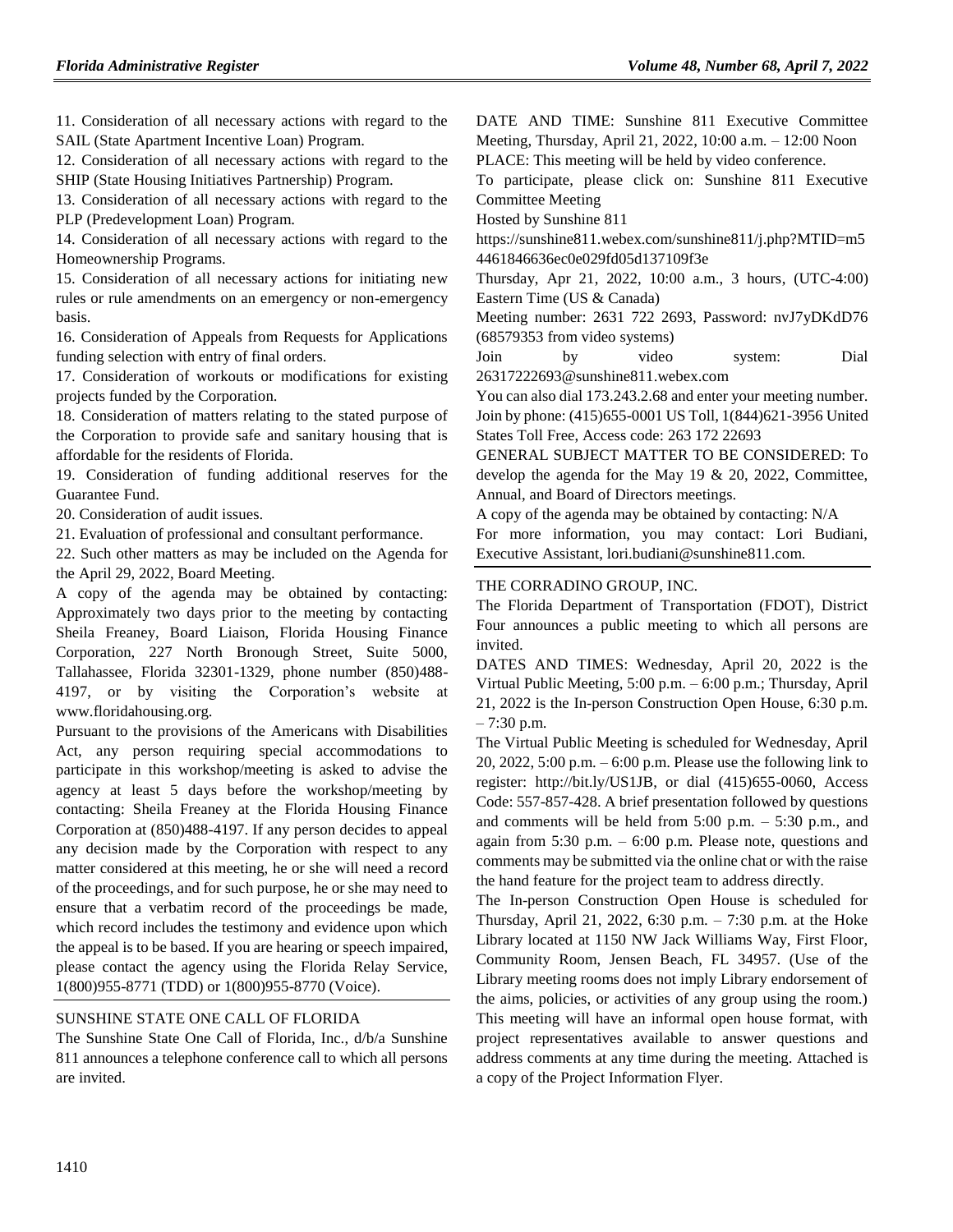11. Consideration of all necessary actions with regard to the SAIL (State Apartment Incentive Loan) Program.

12. Consideration of all necessary actions with regard to the SHIP (State Housing Initiatives Partnership) Program.

13. Consideration of all necessary actions with regard to the PLP (Predevelopment Loan) Program.

14. Consideration of all necessary actions with regard to the Homeownership Programs.

15. Consideration of all necessary actions for initiating new rules or rule amendments on an emergency or non-emergency basis.

16. Consideration of Appeals from Requests for Applications funding selection with entry of final orders.

17. Consideration of workouts or modifications for existing projects funded by the Corporation.

18. Consideration of matters relating to the stated purpose of the Corporation to provide safe and sanitary housing that is affordable for the residents of Florida.

19. Consideration of funding additional reserves for the Guarantee Fund.

20. Consideration of audit issues.

21. Evaluation of professional and consultant performance.

22. Such other matters as may be included on the Agenda for the April 29, 2022, Board Meeting.

A copy of the agenda may be obtained by contacting: Approximately two days prior to the meeting by contacting Sheila Freaney, Board Liaison, Florida Housing Finance Corporation, 227 North Bronough Street, Suite 5000, Tallahassee, Florida 32301-1329, phone number (850)488-4197, or by visiting the Corporation's website at www.floridahousing.org.

Pursuant to the provisions of the Americans with Disabilities Act, any person requiring special accommodations to participate in this workshop/meeting is asked to advise the agency at least 5 days before the workshop/meeting by contacting: Sheila Freaney at the Florida Housing Finance Corporation at (850)488-4197. If any person decides to appeal any decision made by the Corporation with respect to any matter considered at this meeting, he or she will need a record of the proceedings, and for such purpose, he or she may need to ensure that a verbatim record of the proceedings be made, which record includes the testimony and evidence upon which the appeal is to be based. If you are hearing or speech impaired, please contact the agency using the Florida Relay Service, 1(800)955-8771 (TDD) or 1(800)955-8770 (Voice).

SUNSHINE STATE ONE CALL OF FLORIDA

The Sunshine State One Call of Florida, Inc., d/b/a Sunshine 811 announces a telephone conference call to which all persons are invited.

DATE AND TIME: Sunshine 811 Executive Committee Meeting, Thursday, April 21, 2022, 10:00 a.m. – 12:00 Noon

PLACE: This meeting will be held by video conference.

To participate, please click on: Sunshine 811 Executive Committee Meeting

Hosted by Sunshine 811

https://sunshine811.webex.com/sunshine811/j.php?MTID=m54461846636ec0e029fd05d137109f3e

Thursday, Apr 21, 2022, 10:00 a.m., 3 hours, (UTC-4:00) Eastern Time (US & Canada)

Meeting number: 2631 722 2693, Password: nvJ7yDKdD76 (68579353 from video systems)

Join by video system: Dial 26317222693@sunshine811.webex.com

You can also dial 173.243.2.68 and enter your meeting number.

Join by phone: (415)655-0001 US Toll, 1(844)621-3956 United States Toll Free, Access code: 263 172 22693

GENERAL SUBJECT MATTER TO BE CONSIDERED: To develop the agenda for the May 19 & 20, 2022, Committee, Annual, and Board of Directors meetings.

A copy of the agenda may be obtained by contacting: N/A

For more information, you may contact: Lori Budiani, Executive Assistant, lori.budiani@sunshine811.com.

THE CORRADINO GROUP, INC.

The Florida Department of Transportation (FDOT), District Four announces a public meeting to which all persons are invited.

DATES AND TIMES: Wednesday, April 20, 2022 is the Virtual Public Meeting, 5:00 p.m. – 6:00 p.m.; Thursday, April 21, 2022 is the In-person Construction Open House, 6:30 p.m. – 7:30 p.m.

The Virtual Public Meeting is scheduled for Wednesday, April 20, 2022, 5:00 p.m. – 6:00 p.m. Please use the following link to register: http://bit.ly/US1JB, or dial (415)655-0060, Access Code: 557-857-428. A brief presentation followed by questions and comments will be held from 5:00 p.m. – 5:30 p.m., and again from 5:30 p.m. – 6:00 p.m. Please note, questions and comments may be submitted via the online chat or with the raise the hand feature for the project team to address directly.

The In-person Construction Open House is scheduled for Thursday, April 21, 2022, 6:30 p.m. – 7:30 p.m. at the Hoke Library located at 1150 NW Jack Williams Way, First Floor, Community Room, Jensen Beach, FL 34957. (Use of the Library meeting rooms does not imply Library endorsement of the aims, policies, or activities of any group using the room.) This meeting will have an informal open house format, with project representatives available to answer questions and address comments at any time during the meeting. Attached is a copy of the Project Information Flyer.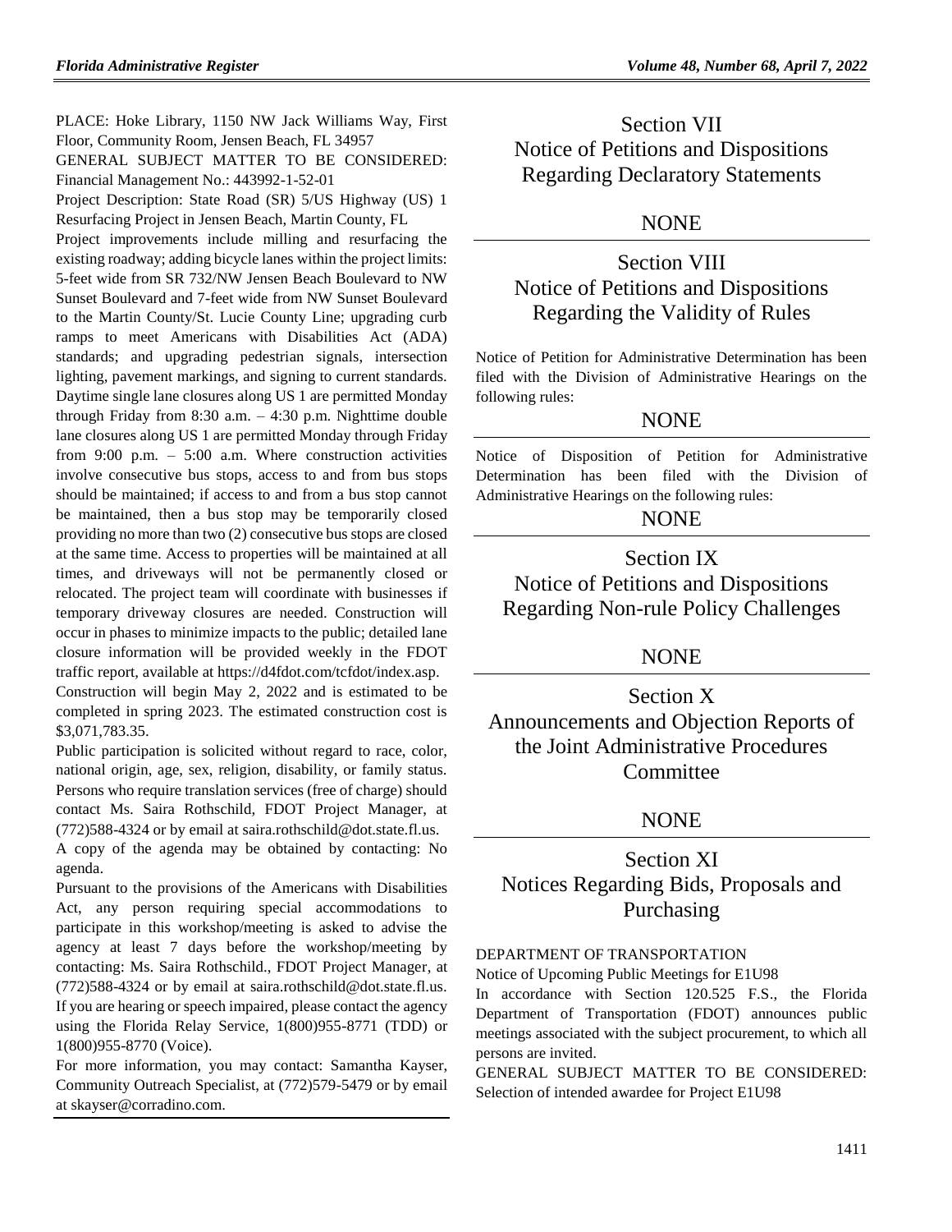PLACE: Hoke Library, 1150 NW Jack Williams Way, First Floor, Community Room, Jensen Beach, FL 34957

GENERAL SUBJECT MATTER TO BE CONSIDERED: Financial Management No.: 443992-1-52-01

Project Description: State Road (SR) 5/US Highway (US) 1 Resurfacing Project in Jensen Beach, Martin County, FL

Project improvements include milling and resurfacing the existing roadway; adding bicycle lanes within the project limits: 5-feet wide from SR 732/NW Jensen Beach Boulevard to NW Sunset Boulevard and 7-feet wide from NW Sunset Boulevard to the Martin County/St. Lucie County Line; upgrading curb ramps to meet Americans with Disabilities Act (ADA) standards; and upgrading pedestrian signals, intersection lighting, pavement markings, and signing to current standards. Daytime single lane closures along US 1 are permitted Monday through Friday from 8:30 a.m. – 4:30 p.m. Nighttime double lane closures along US 1 are permitted Monday through Friday from 9:00 p.m. – 5:00 a.m. Where construction activities involve consecutive bus stops, access to and from bus stops should be maintained; if access to and from a bus stop cannot be maintained, then a bus stop may be temporarily closed providing no more than two (2) consecutive bus stops are closed at the same time. Access to properties will be maintained at all times, and driveways will not be permanently closed or relocated. The project team will coordinate with businesses if temporary driveway closures are needed. Construction will occur in phases to minimize impacts to the public; detailed lane closure information will be provided weekly in the FDOT traffic report, available at https://d4fdot.com/tcfdot/index.asp.

Construction will begin May 2, 2022 and is estimated to be completed in spring 2023. The estimated construction cost is $3,071,783.35.

Public participation is solicited without regard to race, color, national origin, age, sex, religion, disability, or family status. Persons who require translation services (free of charge) should contact Ms. Saira Rothschild, FDOT Project Manager, at (772)588-4324 or by email at saira.rothschild@dot.state.fl.us.

A copy of the agenda may be obtained by contacting: No agenda.

Pursuant to the provisions of the Americans with Disabilities Act, any person requiring special accommodations to participate in this workshop/meeting is asked to advise the agency at least 7 days before the workshop/meeting by contacting: Ms. Saira Rothschild., FDOT Project Manager, at (772)588-4324 or by email at saira.rothschild@dot.state.fl.us. If you are hearing or speech impaired, please contact the agency using the Florida Relay Service, 1(800)955-8771 (TDD) or 1(800)955-8770 (Voice).

For more information, you may contact: Samantha Kayser, Community Outreach Specialist, at (772)579-5479 or by email at skayser@corradino.com.

---

# Section VII
# Notice of Petitions and Dispositions Regarding Declaratory Statements

NONE

---

# Section VIII
# Notice of Petitions and Dispositions Regarding the Validity of Rules

Notice of Petition for Administrative Determination has been filed with the Division of Administrative Hearings on the following rules:

NONE

---

Notice of Disposition of Petition for Administrative Determination has been filed with the Division of Administrative Hearings on the following rules:

NONE

---

# Section IX
# Notice of Petitions and Dispositions Regarding Non-rule Policy Challenges

NONE

---

# Section X
# Announcements and Objection Reports of the Joint Administrative Procedures Committee

NONE

---

# Section XI
# Notices Regarding Bids, Proposals and Purchasing

DEPARTMENT OF TRANSPORTATION

Notice of Upcoming Public Meetings for E1U98

In accordance with Section 120.525 F.S., the Florida Department of Transportation (FDOT) announces public meetings associated with the subject procurement, to which all persons are invited.

GENERAL SUBJECT MATTER TO BE CONSIDERED: Selection of intended awardee for Project E1U98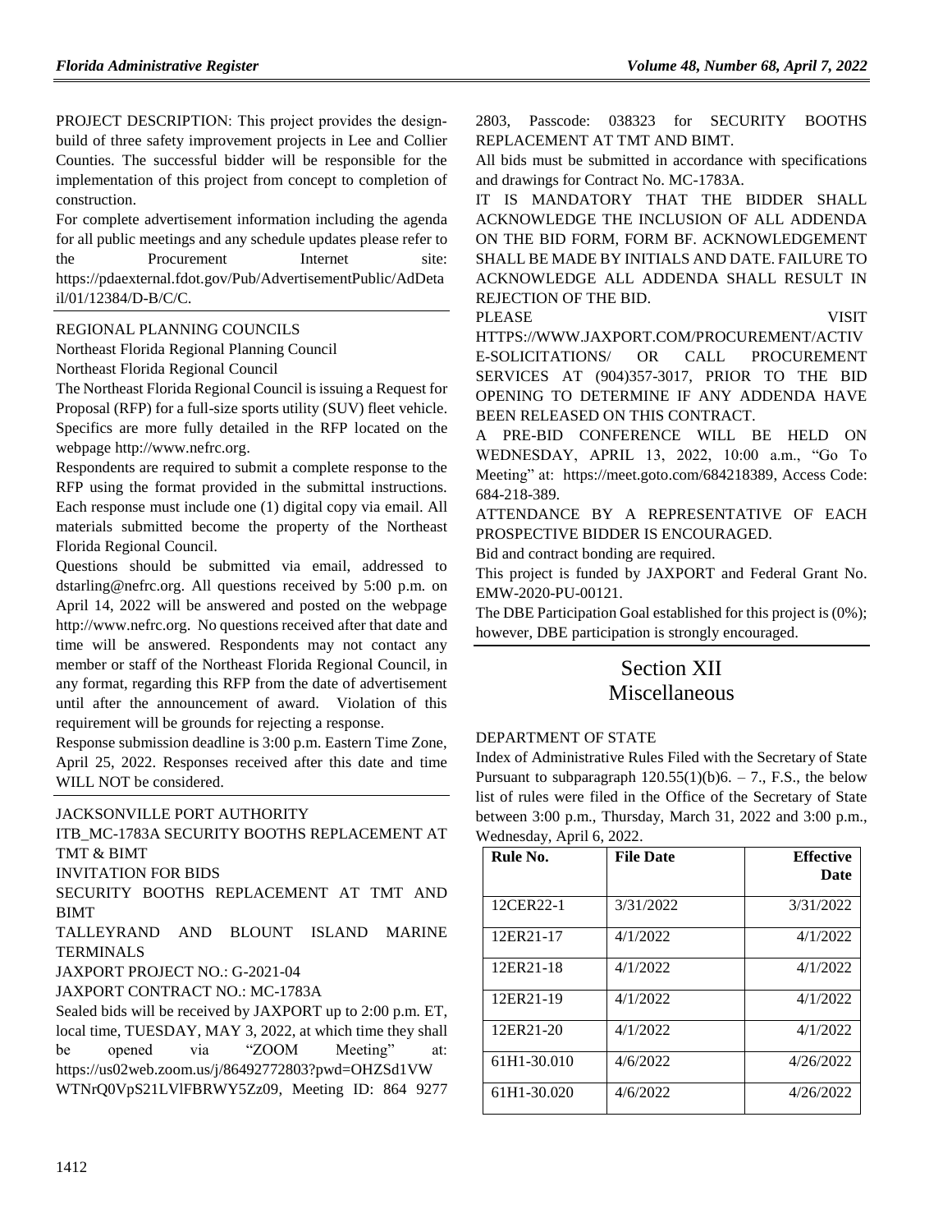PROJECT DESCRIPTION: This project provides the design-build of three safety improvement projects in Lee and Collier Counties. The successful bidder will be responsible for the implementation of this project from concept to completion of construction.

For complete advertisement information including the agenda for all public meetings and any schedule updates please refer to the Procurement Internet site: https://pdaexternal.fdot.gov/Pub/AdvertisementPublic/AdDetail/01/12384/D-B/C/C.

REGIONAL PLANNING COUNCILS

Northeast Florida Regional Planning Council

Northeast Florida Regional Council

The Northeast Florida Regional Council is issuing a Request for Proposal (RFP) for a full-size sports utility (SUV) fleet vehicle. Specifics are more fully detailed in the RFP located on the webpage http://www.nefrc.org.

Respondents are required to submit a complete response to the RFP using the format provided in the submittal instructions. Each response must include one (1) digital copy via email. All materials submitted become the property of the Northeast Florida Regional Council.

Questions should be submitted via email, addressed to dstarling@nefrc.org. All questions received by 5:00 p.m. on April 14, 2022 will be answered and posted on the webpage http://www.nefrc.org. No questions received after that date and time will be answered. Respondents may not contact any member or staff of the Northeast Florida Regional Council, in any format, regarding this RFP from the date of advertisement until after the announcement of award. Violation of this requirement will be grounds for rejecting a response.

Response submission deadline is 3:00 p.m. Eastern Time Zone, April 25, 2022. Responses received after this date and time WILL NOT be considered.

JACKSONVILLE PORT AUTHORITY

ITB_MC-1783A SECURITY BOOTHS REPLACEMENT AT TMT & BIMT

INVITATION FOR BIDS

SECURITY BOOTHS REPLACEMENT AT TMT AND BIMT

TALLEYRAND AND BLOUNT ISLAND MARINE TERMINALS

JAXPORT PROJECT NO.: G-2021-04

JAXPORT CONTRACT NO.: MC-1783A

Sealed bids will be received by JAXPORT up to 2:00 p.m. ET, local time, TUESDAY, MAY 3, 2022, at which time they shall be opened via "ZOOM Meeting" at: https://us02web.zoom.us/j/86492772803?pwd=OHZSd1VWWTNrQ0VpS21LVlFBRWY5Zz09, Meeting ID: 864 9277 2803, Passcode: 038323 for SECURITY BOOTHS REPLACEMENT AT TMT AND BIMT.

All bids must be submitted in accordance with specifications and drawings for Contract No. MC-1783A.

IT IS MANDATORY THAT THE BIDDER SHALL ACKNOWLEDGE THE INCLUSION OF ALL ADDENDA ON THE BID FORM, FORM BF. ACKNOWLEDGEMENT SHALL BE MADE BY INITIALS AND DATE. FAILURE TO ACKNOWLEDGE ALL ADDENDA SHALL RESULT IN REJECTION OF THE BID.

PLEASE VISIT HTTPS://WWW.JAXPORT.COM/PROCUREMENT/ACTIVE-SOLICITATIONS/ OR CALL PROCUREMENT SERVICES AT (904)357-3017, PRIOR TO THE BID OPENING TO DETERMINE IF ANY ADDENDA HAVE BEEN RELEASED ON THIS CONTRACT.

A PRE-BID CONFERENCE WILL BE HELD ON WEDNESDAY, APRIL 13, 2022, 10:00 a.m., "Go To Meeting" at: https://meet.goto.com/684218389, Access Code: 684-218-389.

ATTENDANCE BY A REPRESENTATIVE OF EACH PROSPECTIVE BIDDER IS ENCOURAGED.

Bid and contract bonding are required.

This project is funded by JAXPORT and Federal Grant No. EMW-2020-PU-00121.

The DBE Participation Goal established for this project is (0%); however, DBE participation is strongly encouraged.

# Section XII Miscellaneous

DEPARTMENT OF STATE

Index of Administrative Rules Filed with the Secretary of State Pursuant to subparagraph 120.55(1)(b)6. – 7., F.S., the below list of rules were filed in the Office of the Secretary of State between 3:00 p.m., Thursday, March 31, 2022 and 3:00 p.m., Wednesday, April 6, 2022.

| Rule No. | File Date | Effective Date |
|---|---|---|
| 12CER22-1 | 3/31/2022 | 3/31/2022 |
| 12ER21-17 | 4/1/2022 | 4/1/2022 |
| 12ER21-18 | 4/1/2022 | 4/1/2022 |
| 12ER21-19 | 4/1/2022 | 4/1/2022 |
| 12ER21-20 | 4/1/2022 | 4/1/2022 |
| 61H1-30.010 | 4/6/2022 | 4/26/2022 |
| 61H1-30.020 | 4/6/2022 | 4/26/2022 |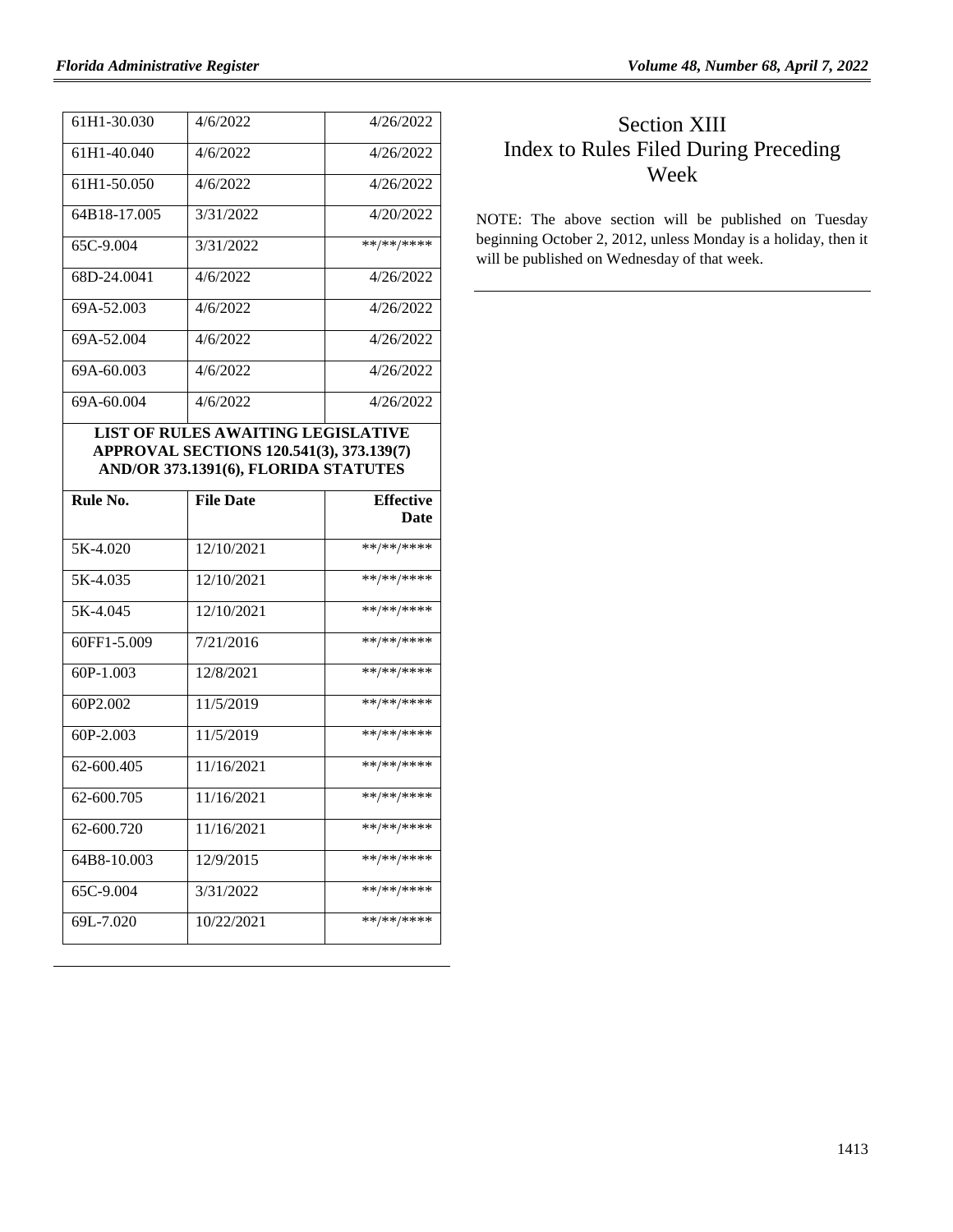| | | |
|---|---|---|
| 61H1-30.030 | 4/6/2022 | 4/26/2022 |
| 61H1-40.040 | 4/6/2022 | 4/26/2022 |
| 61H1-50.050 | 4/6/2022 | 4/26/2022 |
| 64B18-17.005 | 3/31/2022 | 4/20/2022 |
| 65C-9.004 | 3/31/2022 | **/**/**** |
| 68D-24.0041 | 4/6/2022 | 4/26/2022 |
| 69A-52.003 | 4/6/2022 | 4/26/2022 |
| 69A-52.004 | 4/6/2022 | 4/26/2022 |
| 69A-60.003 | 4/6/2022 | 4/26/2022 |
| 69A-60.004 | 4/6/2022 | 4/26/2022 |

**LIST OF RULES AWAITING LEGISLATIVE APPROVAL SECTIONS 120.541(3), 373.139(7) AND/OR 373.1391(6), FLORIDA STATUTES**

| Rule No. | File Date | Effective Date |
|---|---|---|
| 5K-4.020 | 12/10/2021 | **/**/**** |
| 5K-4.035 | 12/10/2021 | **/**/**** |
| 5K-4.045 | 12/10/2021 | **/**/**** |
| 60FF1-5.009 | 7/21/2016 | **/**/**** |
| 60P-1.003 | 12/8/2021 | **/**/**** |
| 60P2.002 | 11/5/2019 | **/**/**** |
| 60P-2.003 | 11/5/2019 | **/**/**** |
| 62-600.405 | 11/16/2021 | **/**/**** |
| 62-600.705 | 11/16/2021 | **/**/**** |
| 62-600.720 | 11/16/2021 | **/**/**** |
| 64B8-10.003 | 12/9/2015 | **/**/**** |
| 65C-9.004 | 3/31/2022 | **/**/**** |
| 69L-7.020 | 10/22/2021 | **/**/**** |

# Section XIII Index to Rules Filed During Preceding Week

NOTE: The above section will be published on Tuesday beginning October 2, 2012, unless Monday is a holiday, then it will be published on Wednesday of that week.